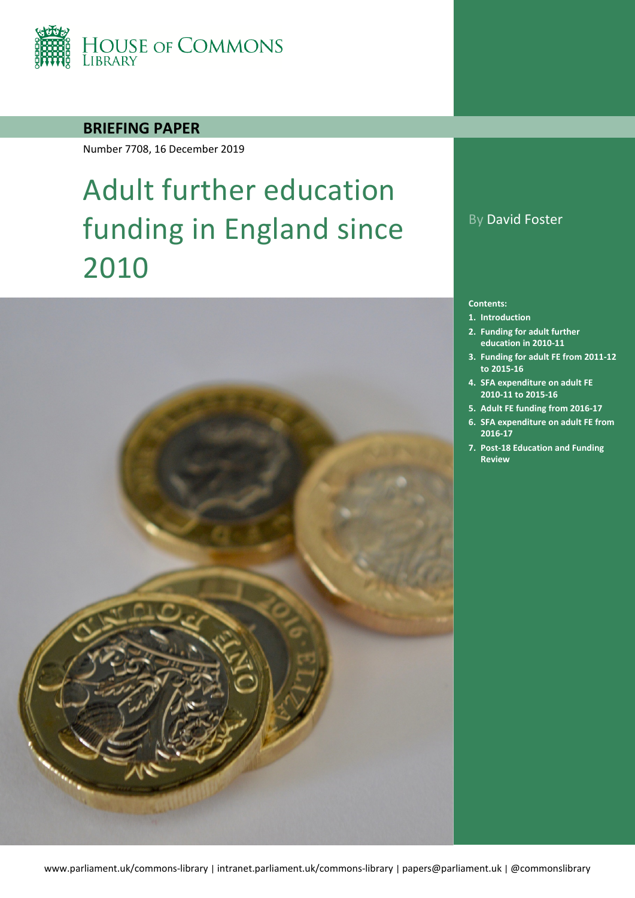HOUSE OF COMMONS LIBRARY

**BRIEFING PAPER**

Number 7708, 16 December 2019

# Adult further education funding in England since 2010

By David Foster

**Contents:**

1. Introduction
2. Funding for adult further education in 2010-11
3. Funding for adult FE from 2011-12 to 2015-16
4. SFA expenditure on adult FE 2010-11 to 2015-16
5. Adult FE funding from 2016-17
6. SFA expenditure on adult FE from 2016-17
7. Post-18 Education and Funding Review

www.parliament.uk/commons-library | intranet.parliament.uk/commons-library | papers@parliament.uk | @commonslibrary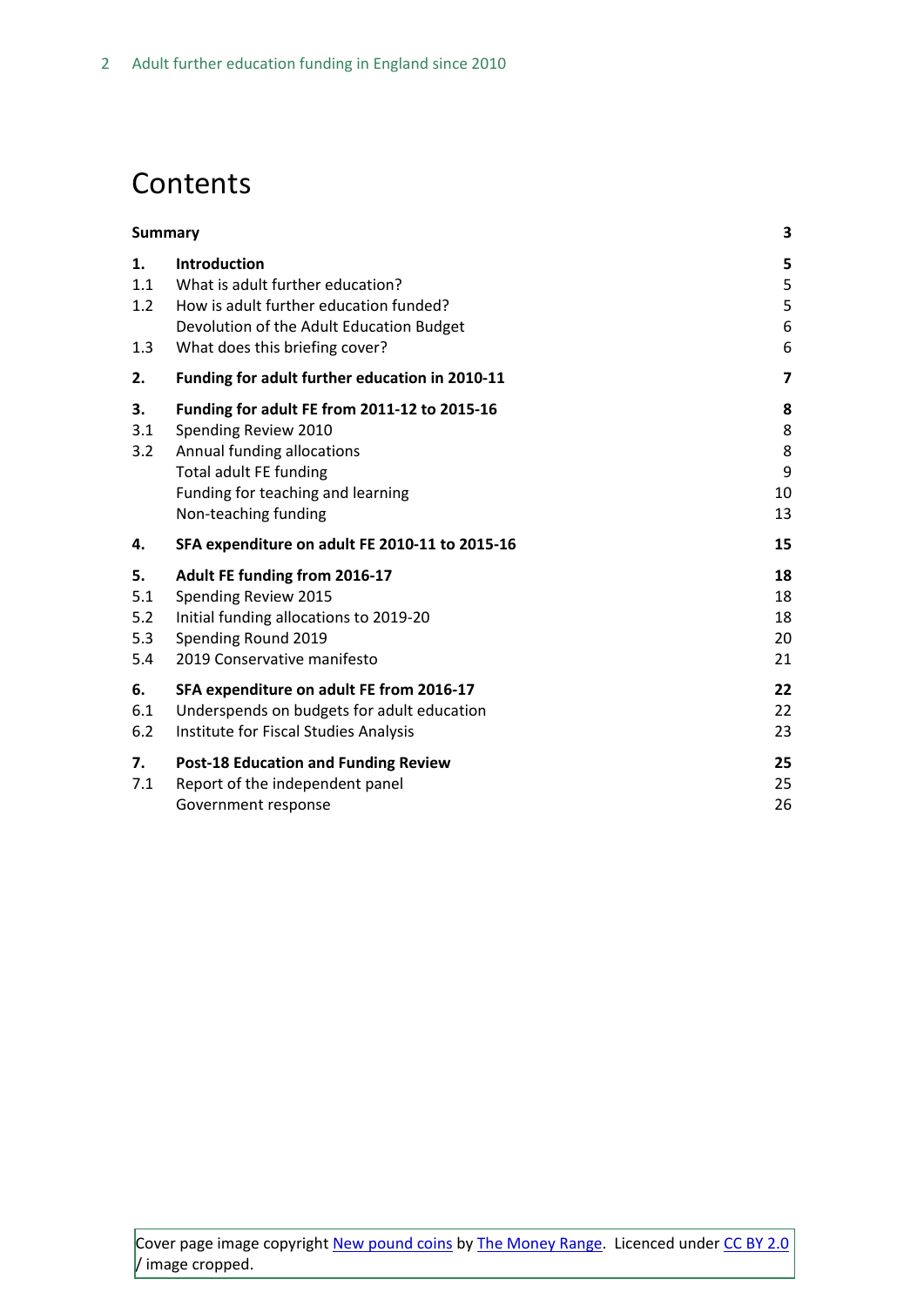# Contents

| | | |
|---|---|---|
| **Summary** | | **3** |
| **1.** | **Introduction** | **5** |
| 1.1 | What is adult further education? | 5 |
| 1.2 | How is adult further education funded? | 5 |
| | Devolution of the Adult Education Budget | 6 |
| 1.3 | What does this briefing cover? | 6 |
| **2.** | **Funding for adult further education in 2010-11** | **7** |
| **3.** | **Funding for adult FE from 2011-12 to 2015-16** | **8** |
| 3.1 | Spending Review 2010 | 8 |
| 3.2 | Annual funding allocations | 8 |
| | Total adult FE funding | 9 |
| | Funding for teaching and learning | 10 |
| | Non-teaching funding | 13 |
| **4.** | **SFA expenditure on adult FE 2010-11 to 2015-16** | **15** |
| **5.** | **Adult FE funding from 2016-17** | **18** |
| 5.1 | Spending Review 2015 | 18 |
| 5.2 | Initial funding allocations to 2019-20 | 18 |
| 5.3 | Spending Round 2019 | 20 |
| 5.4 | 2019 Conservative manifesto | 21 |
| **6.** | **SFA expenditure on adult FE from 2016-17** | **22** |
| 6.1 | Underspends on budgets for adult education | 22 |
| 6.2 | Institute for Fiscal Studies Analysis | 23 |
| **7.** | **Post-18 Education and Funding Review** | **25** |
| 7.1 | Report of the independent panel | 25 |
| | Government response | 26 |

Cover page image copyright New pound coins by The Money Range. Licenced under CC BY 2.0 / image cropped.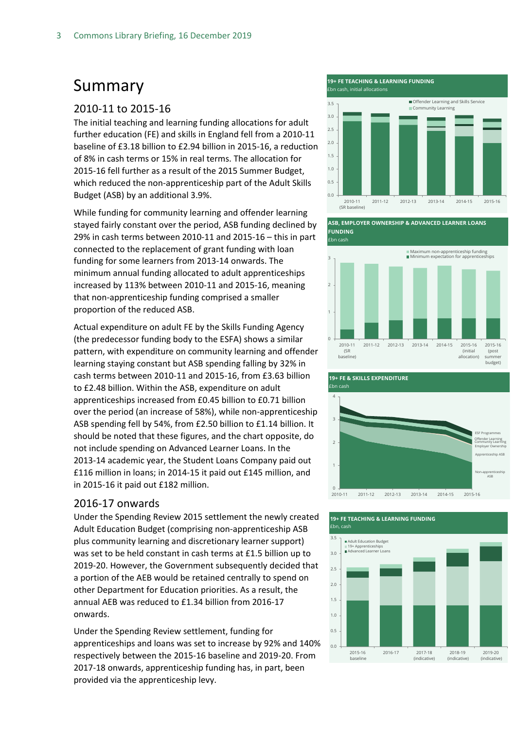# Summary

## 2010-11 to 2015-16

The initial teaching and learning funding allocations for adult further education (FE) and skills in England fell from a 2010-11 baseline of £3.18 billion to £2.94 billion in 2015-16, a reduction of 8% in cash terms or 15% in real terms. The allocation for 2015-16 fell further as a result of the 2015 Summer Budget, which reduced the non-apprenticeship part of the Adult Skills Budget (ASB) by an additional 3.9%.

While funding for community learning and offender learning stayed fairly constant over the period, ASB funding declined by 29% in cash terms between 2010-11 and 2015-16 – this in part connected to the replacement of grant funding with loan funding for some learners from 2013-14 onwards. The minimum annual funding allocated to adult apprenticeships increased by 113% between 2010-11 and 2015-16, meaning that non-apprenticeship funding comprised a smaller proportion of the reduced ASB.

Actual expenditure on adult FE by the Skills Funding Agency (the predecessor funding body to the ESFA) shows a similar pattern, with expenditure on community learning and offender learning staying constant but ASB spending falling by 32% in cash terms between 2010-11 and 2015-16, from £3.63 billion to £2.48 billion. Within the ASB, expenditure on adult apprenticeships increased from £0.45 billion to £0.71 billion over the period (an increase of 58%), while non-apprenticeship ASB spending fell by 54%, from £2.50 billion to £1.14 billion. It should be noted that these figures, and the chart opposite, do not include spending on Advanced Learner Loans. In the 2013-14 academic year, the Student Loans Company paid out £116 million in loans; in 2014-15 it paid out £145 million, and in 2015-16 it paid out £182 million.

## 2016-17 onwards

Under the Spending Review 2015 settlement the newly created Adult Education Budget (comprising non-apprenticeship ASB plus community learning and discretionary learner support) was set to be held constant in cash terms at £1.5 billion up to 2019-20. However, the Government subsequently decided that a portion of the AEB would be retained centrally to spend on other Department for Education priorities. As a result, the annual AEB was reduced to £1.34 billion from 2016-17 onwards.

Under the Spending Review settlement, funding for apprenticeships and loans was set to increase by 92% and 140% respectively between the 2015-16 baseline and 2019-20. From 2017-18 onwards, apprenticeship funding has, in part, been provided via the apprenticeship levy.

**19+ FE TEACHING & LEARNING FUNDING**
£bn cash, initial allocations

**ASB, EMPLOYER OWNERSHIP & ADVANCED LEARNER LOANS FUNDING**
£bn cash

**19+ FE & SKILLS EXPENDITURE**
£bn cash

**19+ FE TEACHING & LEARNING FUNDING**
£bn, cash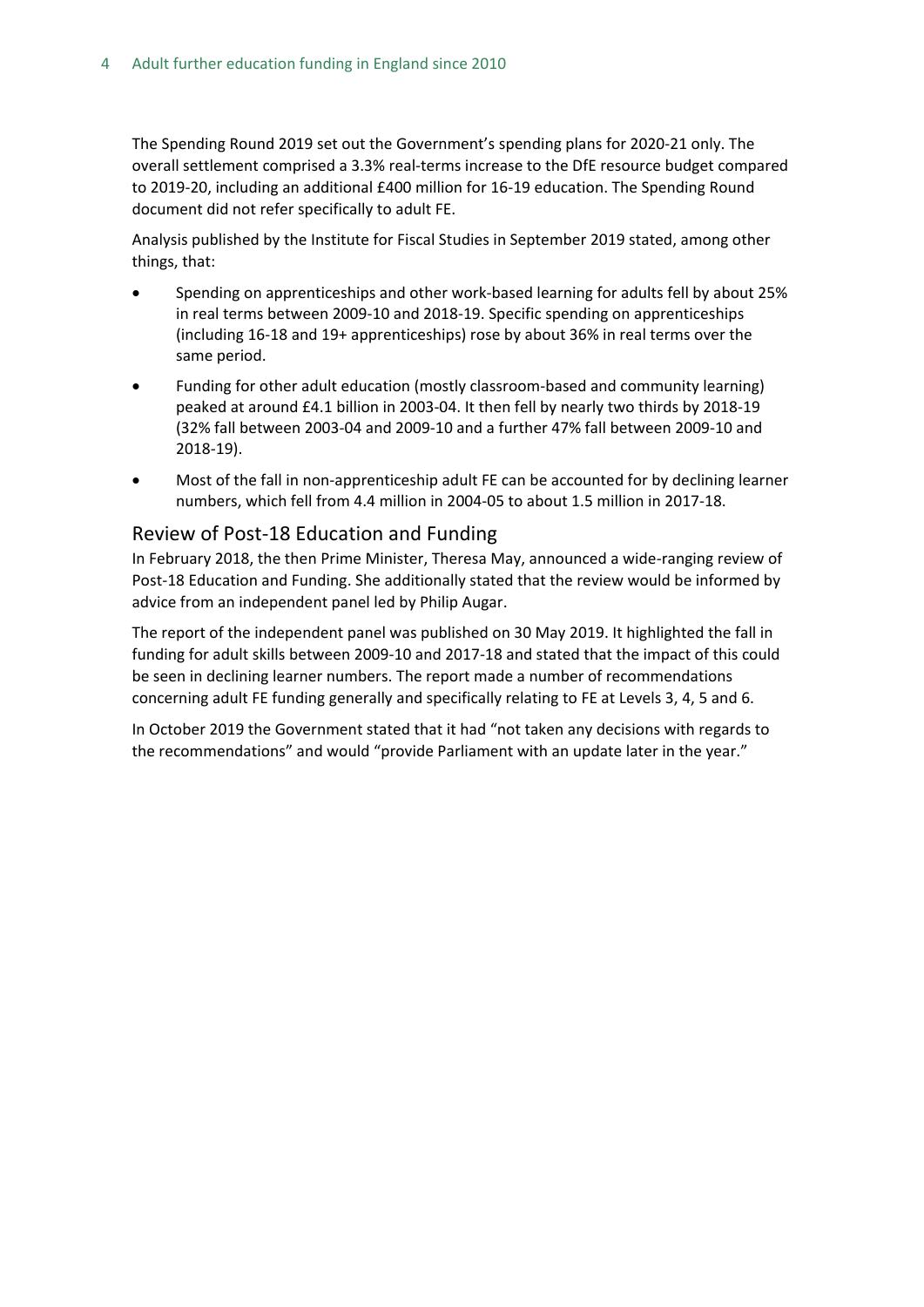The Spending Round 2019 set out the Government's spending plans for 2020-21 only. The overall settlement comprised a 3.3% real-terms increase to the DfE resource budget compared to 2019-20, including an additional £400 million for 16-19 education. The Spending Round document did not refer specifically to adult FE.

Analysis published by the Institute for Fiscal Studies in September 2019 stated, among other things, that:

- Spending on apprenticeships and other work-based learning for adults fell by about 25% in real terms between 2009-10 and 2018-19. Specific spending on apprenticeships (including 16-18 and 19+ apprenticeships) rose by about 36% in real terms over the same period.
- Funding for other adult education (mostly classroom-based and community learning) peaked at around £4.1 billion in 2003-04. It then fell by nearly two thirds by 2018-19 (32% fall between 2003-04 and 2009-10 and a further 47% fall between 2009-10 and 2018-19).
- Most of the fall in non-apprenticeship adult FE can be accounted for by declining learner numbers, which fell from 4.4 million in 2004-05 to about 1.5 million in 2017-18.

## Review of Post-18 Education and Funding

In February 2018, the then Prime Minister, Theresa May, announced a wide-ranging review of Post-18 Education and Funding. She additionally stated that the review would be informed by advice from an independent panel led by Philip Augar.

The report of the independent panel was published on 30 May 2019. It highlighted the fall in funding for adult skills between 2009-10 and 2017-18 and stated that the impact of this could be seen in declining learner numbers. The report made a number of recommendations concerning adult FE funding generally and specifically relating to FE at Levels 3, 4, 5 and 6.

In October 2019 the Government stated that it had "not taken any decisions with regards to the recommendations" and would "provide Parliament with an update later in the year."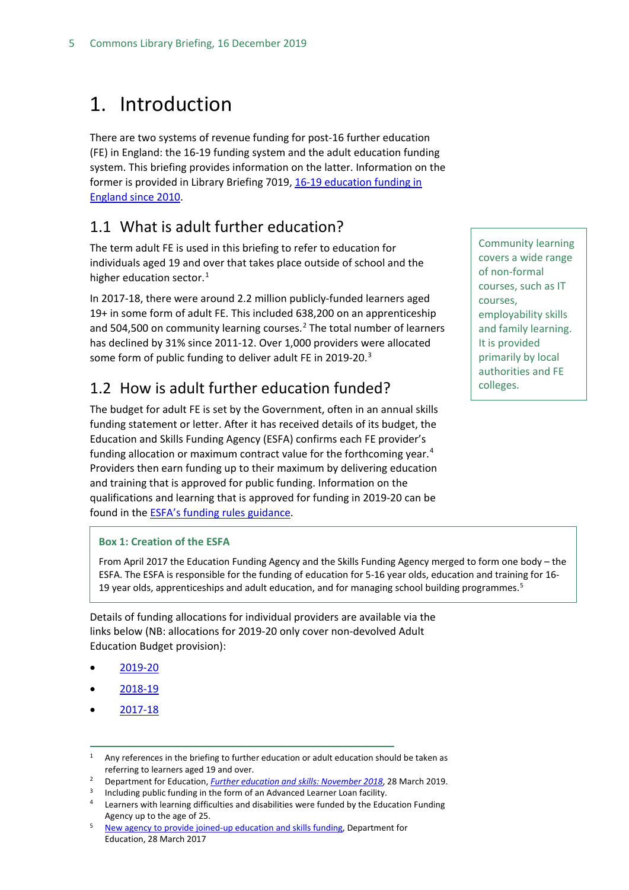# 1. Introduction

There are two systems of revenue funding for post-16 further education (FE) in England: the 16-19 funding system and the adult education funding system. This briefing provides information on the latter. Information on the former is provided in Library Briefing 7019, [16-19 education funding in England since 2010](#).

## 1.1 What is adult further education?

The term adult FE is used in this briefing to refer to education for individuals aged 19 and over that takes place outside of school and the higher education sector.[1]

In 2017-18, there were around 2.2 million publicly-funded learners aged 19+ in some form of adult FE. This included 638,200 on an apprenticeship and 504,500 on community learning courses.[2] The total number of learners has declined by 31% since 2011-12. Over 1,000 providers were allocated some form of public funding to deliver adult FE in 2019-20.[3]

> Community learning covers a wide range of non-formal courses, such as IT courses, employability skills and family learning. It is provided primarily by local authorities and FE colleges.

## 1.2 How is adult further education funded?

The budget for adult FE is set by the Government, often in an annual skills funding statement or letter. After it has received details of its budget, the Education and Skills Funding Agency (ESFA) confirms each FE provider's funding allocation or maximum contract value for the forthcoming year.[4] Providers then earn funding up to their maximum by delivering education and training that is approved for public funding. Information on the qualifications and learning that is approved for funding in 2019-20 can be found in the [ESFA's funding rules guidance](#).

> **Box 1: Creation of the ESFA**
>
> From April 2017 the Education Funding Agency and the Skills Funding Agency merged to form one body – the ESFA. The ESFA is responsible for the funding of education for 5-16 year olds, education and training for 16-19 year olds, apprenticeships and adult education, and for managing school building programmes.[5]

Details of funding allocations for individual providers are available via the links below (NB: allocations for 2019-20 only cover non-devolved Adult Education Budget provision):

- [2019-20](#)
- [2018-19](#)
- [2017-18](#)

---

[1] Any references in the briefing to further education or adult education should be taken as referring to learners aged 19 and over.

[2] Department for Education, *[Further education and skills: November 2018](#)*, 28 March 2019.

[3] Including public funding in the form of an Advanced Learner Loan facility.

[4] Learners with learning difficulties and disabilities were funded by the Education Funding Agency up to the age of 25.

[5] [New agency to provide joined-up education and skills funding](#), Department for Education, 28 March 2017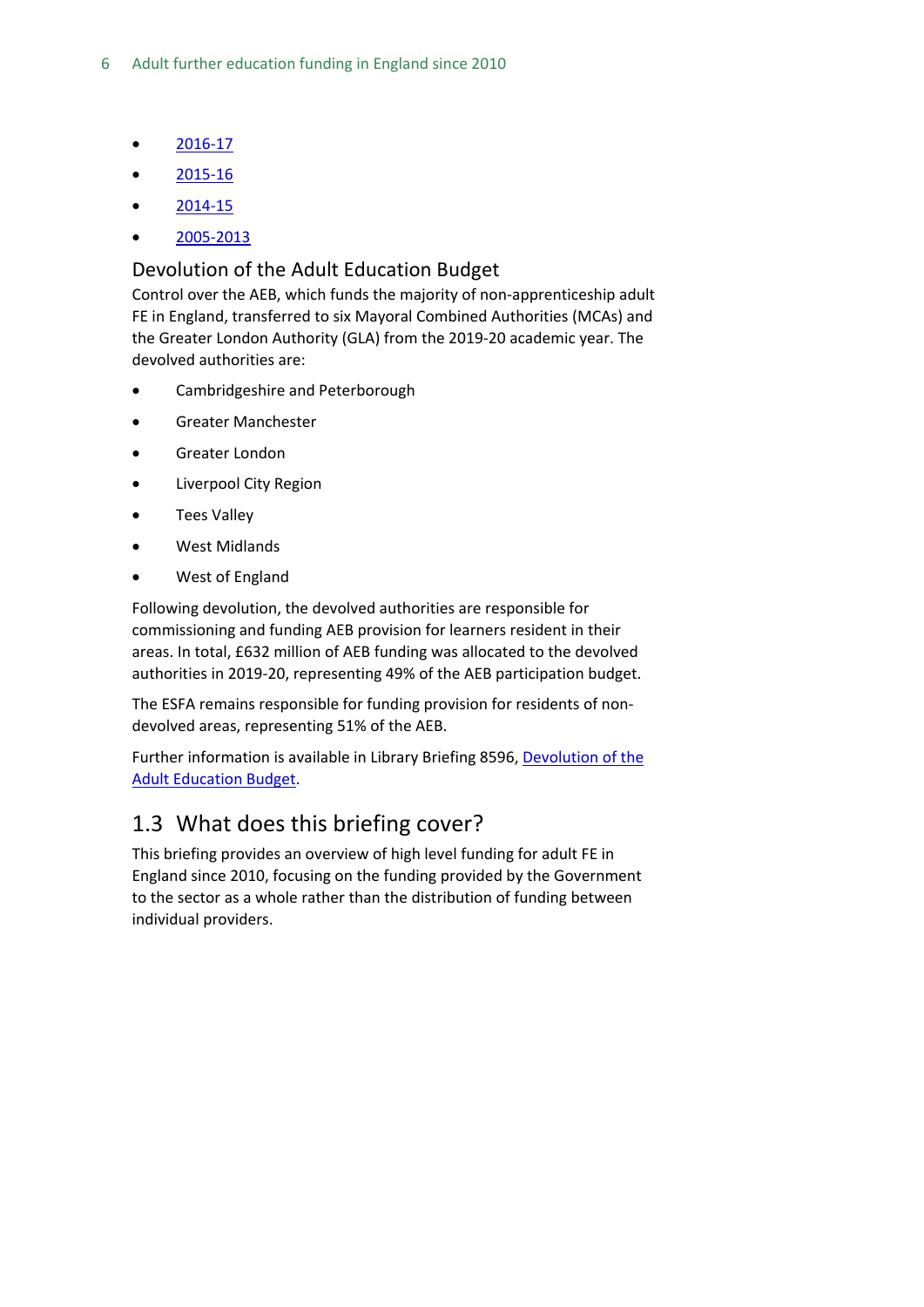- 2016-17
- 2015-16
- 2014-15
- 2005-2013

### Devolution of the Adult Education Budget

Control over the AEB, which funds the majority of non-apprenticeship adult FE in England, transferred to six Mayoral Combined Authorities (MCAs) and the Greater London Authority (GLA) from the 2019-20 academic year. The devolved authorities are:

- Cambridgeshire and Peterborough
- Greater Manchester
- Greater London
- Liverpool City Region
- Tees Valley
- West Midlands
- West of England

Following devolution, the devolved authorities are responsible for commissioning and funding AEB provision for learners resident in their areas. In total, £632 million of AEB funding was allocated to the devolved authorities in 2019-20, representing 49% of the AEB participation budget.

The ESFA remains responsible for funding provision for residents of non-devolved areas, representing 51% of the AEB.

Further information is available in Library Briefing 8596, Devolution of the Adult Education Budget.

## 1.3 What does this briefing cover?

This briefing provides an overview of high level funding for adult FE in England since 2010, focusing on the funding provided by the Government to the sector as a whole rather than the distribution of funding between individual providers.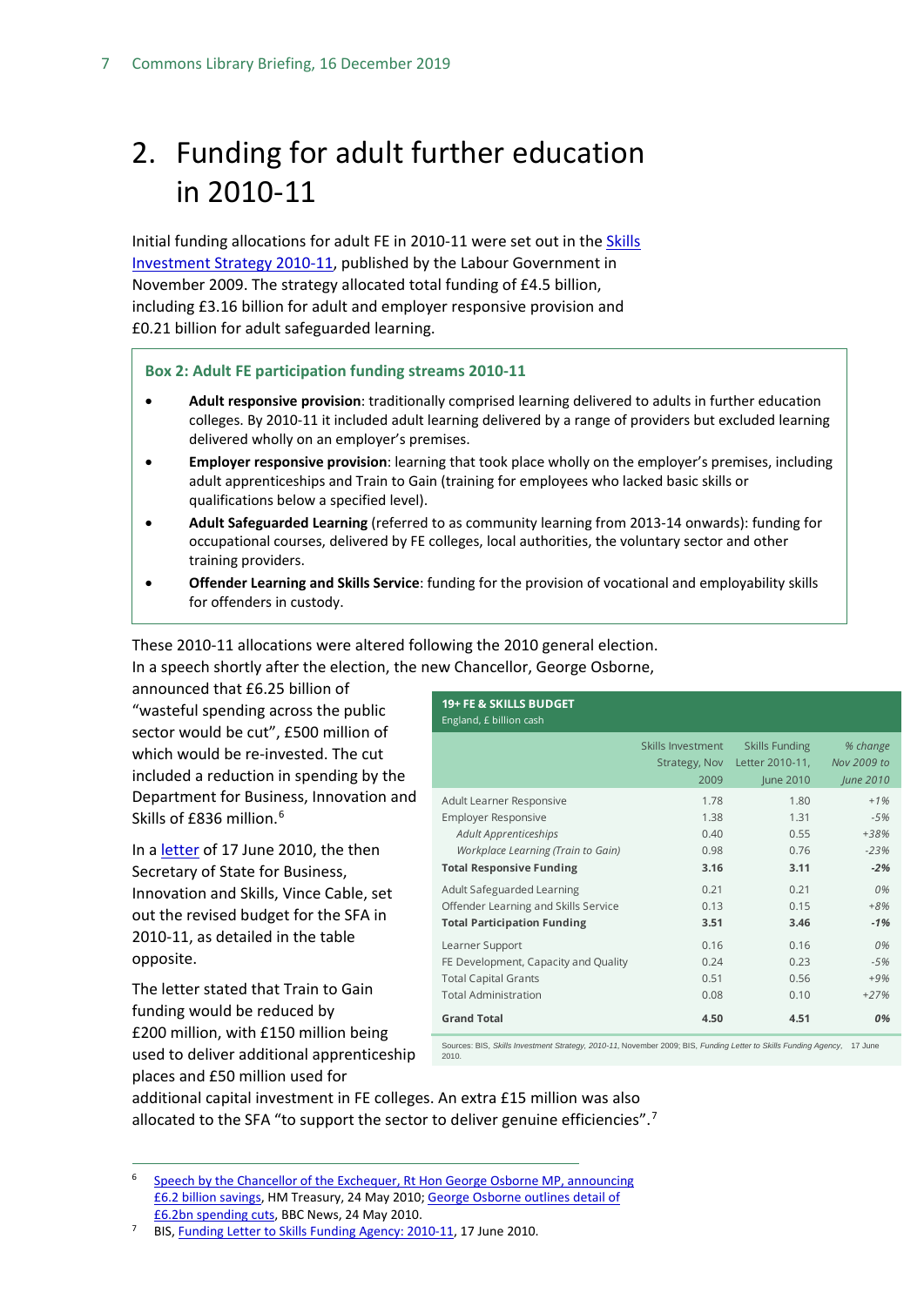# 2. Funding for adult further education in 2010-11

Initial funding allocations for adult FE in 2010-11 were set out in the Skills Investment Strategy 2010-11, published by the Labour Government in November 2009. The strategy allocated total funding of £4.5 billion, including £3.16 billion for adult and employer responsive provision and £0.21 billion for adult safeguarded learning.

**Box 2: Adult FE participation funding streams 2010-11**

- **Adult responsive provision**: traditionally comprised learning delivered to adults in further education colleges. By 2010-11 it included adult learning delivered by a range of providers but excluded learning delivered wholly on an employer's premises.
- **Employer responsive provision**: learning that took place wholly on the employer's premises, including adult apprenticeships and Train to Gain (training for employees who lacked basic skills or qualifications below a specified level).
- **Adult Safeguarded Learning** (referred to as community learning from 2013-14 onwards): funding for occupational courses, delivered by FE colleges, local authorities, the voluntary sector and other training providers.
- **Offender Learning and Skills Service**: funding for the provision of vocational and employability skills for offenders in custody.

These 2010-11 allocations were altered following the 2010 general election. In a speech shortly after the election, the new Chancellor, George Osborne, announced that £6.25 billion of "wasteful spending across the public sector would be cut", £500 million of which would be re-invested. The cut included a reduction in spending by the Department for Business, Innovation and Skills of £836 million.[6]

In a letter of 17 June 2010, the then Secretary of State for Business, Innovation and Skills, Vince Cable, set out the revised budget for the SFA in 2010-11, as detailed in the table opposite.

**19+ FE & SKILLS BUDGET**
England, £ billion cash

| | Skills Investment Strategy, Nov 2009 | Skills Funding Letter 2010-11, June 2010 | *% change Nov 2009 to June 2010* |
|---|---|---|---|
| Adult Learner Responsive | 1.78 | 1.80 | *+1%* |
| Employer Responsive | 1.38 | 1.31 | *-5%* |
| *Adult Apprenticeships* | 0.40 | 0.55 | *+38%* |
| *Workplace Learning (Train to Gain)* | 0.98 | 0.76 | *-23%* |
| **Total Responsive Funding** | **3.16** | **3.11** | ***-2%*** |
| Adult Safeguarded Learning | 0.21 | 0.21 | *0%* |
| Offender Learning and Skills Service | 0.13 | 0.15 | *+8%* |
| **Total Participation Funding** | **3.51** | **3.46** | ***-1%*** |
| Learner Support | 0.16 | 0.16 | *0%* |
| FE Development, Capacity and Quality | 0.24 | 0.23 | *-5%* |
| Total Capital Grants | 0.51 | 0.56 | *+9%* |
| Total Administration | 0.08 | 0.10 | *+27%* |
| **Grand Total** | **4.50** | **4.51** | ***0%*** |

Sources: BIS, *Skills Investment Strategy, 2010-11*, November 2009; BIS, *Funding Letter to Skills Funding Agency*, 17 June 2010.

The letter stated that Train to Gain funding would be reduced by £200 million, with £150 million being used to deliver additional apprenticeship places and £50 million used for additional capital investment in FE colleges. An extra £15 million was also allocated to the SFA "to support the sector to deliver genuine efficiencies".[7]

---

6 Speech by the Chancellor of the Exchequer, Rt Hon George Osborne MP, announcing £6.2 billion savings, HM Treasury, 24 May 2010; George Osborne outlines detail of £6.2bn spending cuts, BBC News, 24 May 2010.

7 BIS, Funding Letter to Skills Funding Agency: 2010-11, 17 June 2010.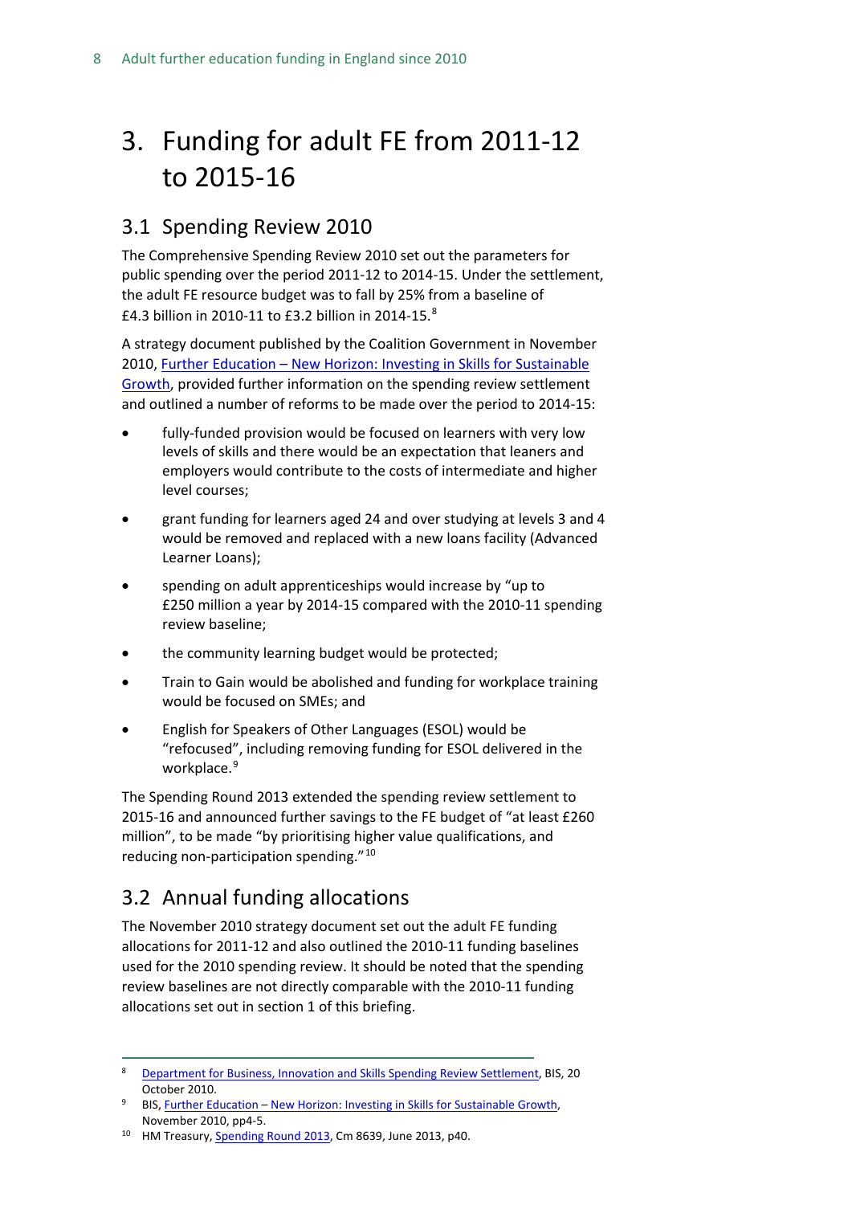# 3. Funding for adult FE from 2011-12 to 2015-16

## 3.1 Spending Review 2010

The Comprehensive Spending Review 2010 set out the parameters for public spending over the period 2011-12 to 2014-15. Under the settlement, the adult FE resource budget was to fall by 25% from a baseline of £4.3 billion in 2010-11 to £3.2 billion in 2014-15.[8]

A strategy document published by the Coalition Government in November 2010, [Further Education – New Horizon: Investing in Skills for Sustainable Growth](), provided further information on the spending review settlement and outlined a number of reforms to be made over the period to 2014-15:

- fully-funded provision would be focused on learners with very low levels of skills and there would be an expectation that leaners and employers would contribute to the costs of intermediate and higher level courses;
- grant funding for learners aged 24 and over studying at levels 3 and 4 would be removed and replaced with a new loans facility (Advanced Learner Loans);
- spending on adult apprenticeships would increase by "up to £250 million a year by 2014-15 compared with the 2010-11 spending review baseline;
- the community learning budget would be protected;
- Train to Gain would be abolished and funding for workplace training would be focused on SMEs; and
- English for Speakers of Other Languages (ESOL) would be "refocused", including removing funding for ESOL delivered in the workplace.[9]

The Spending Round 2013 extended the spending review settlement to 2015-16 and announced further savings to the FE budget of "at least £260 million", to be made "by prioritising higher value qualifications, and reducing non-participation spending."[10]

## 3.2 Annual funding allocations

The November 2010 strategy document set out the adult FE funding allocations for 2011-12 and also outlined the 2010-11 funding baselines used for the 2010 spending review. It should be noted that the spending review baselines are not directly comparable with the 2010-11 funding allocations set out in section 1 of this briefing.

---

[8] Department for Business, Innovation and Skills Spending Review Settlement, BIS, 20 October 2010.

[9] BIS, Further Education – New Horizon: Investing in Skills for Sustainable Growth, November 2010, pp4-5.

[10] HM Treasury, Spending Round 2013, Cm 8639, June 2013, p40.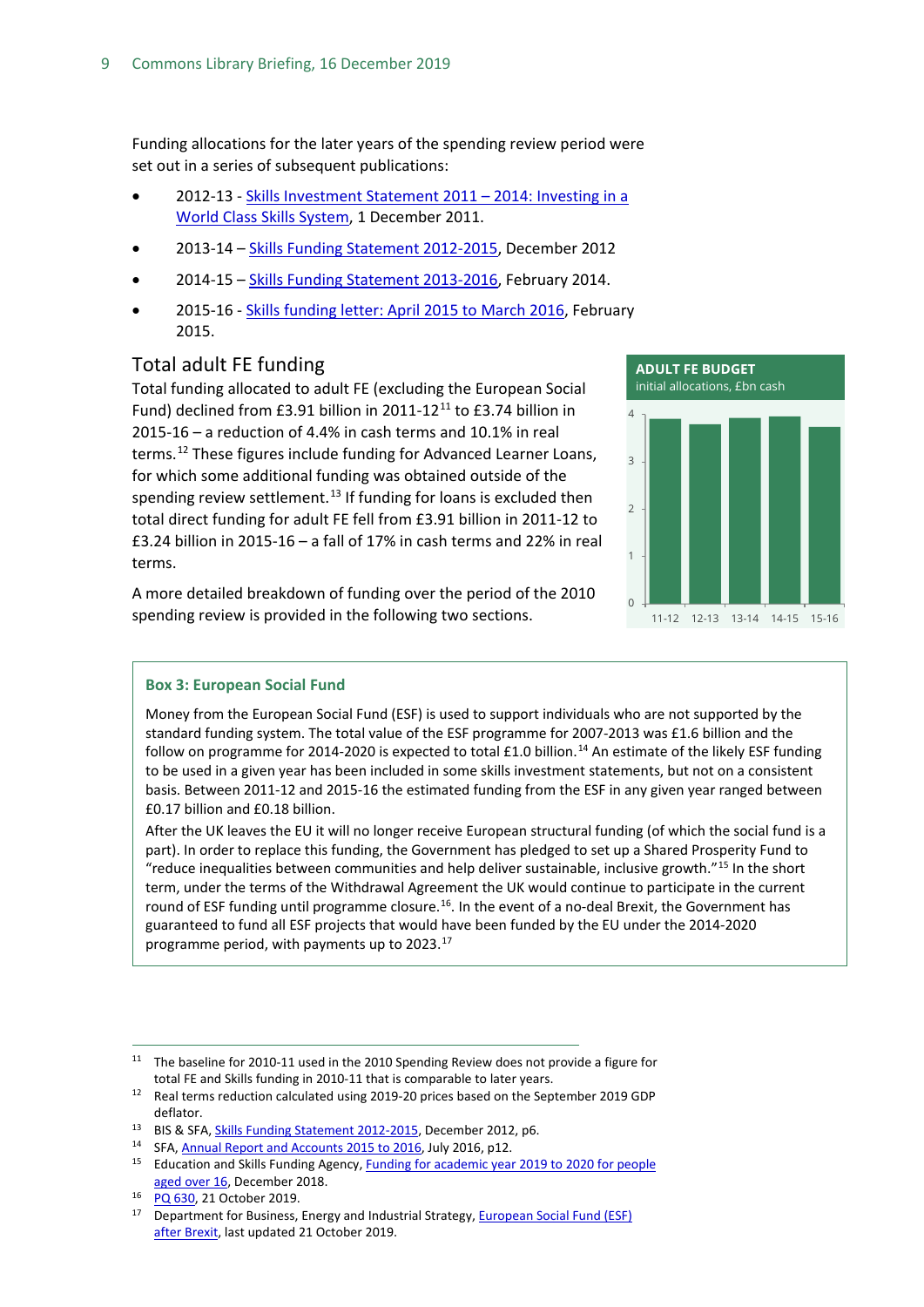Funding allocations for the later years of the spending review period were set out in a series of subsequent publications:

- 2012-13 - Skills Investment Statement 2011 – 2014: Investing in a World Class Skills System, 1 December 2011.
- 2013-14 – Skills Funding Statement 2012-2015, December 2012
- 2014-15 – Skills Funding Statement 2013-2016, February 2014.
- 2015-16 - Skills funding letter: April 2015 to March 2016, February 2015.

## Total adult FE funding

Total funding allocated to adult FE (excluding the European Social Fund) declined from £3.91 billion in 2011-12[11] to £3.74 billion in 2015-16 – a reduction of 4.4% in cash terms and 10.1% in real terms.[12] These figures include funding for Advanced Learner Loans, for which some additional funding was obtained outside of the spending review settlement.[13] If funding for loans is excluded then total direct funding for adult FE fell from £3.91 billion in 2011-12 to £3.24 billion in 2015-16 – a fall of 17% in cash terms and 22% in real terms.

A more detailed breakdown of funding over the period of the 2010 spending review is provided in the following two sections.

**ADULT FE BUDGET**
initial allocations, £bn cash

(Bar chart: 11-12, 12-13, 13-14, 14-15, 15-16; y-axis 0–4)

### Box 3: European Social Fund

Money from the European Social Fund (ESF) is used to support individuals who are not supported by the standard funding system. The total value of the ESF programme for 2007-2013 was £1.6 billion and the follow on programme for 2014-2020 is expected to total £1.0 billion.[14] An estimate of the likely ESF funding to be used in a given year has been included in some skills investment statements, but not on a consistent basis. Between 2011-12 and 2015-16 the estimated funding from the ESF in any given year ranged between £0.17 billion and £0.18 billion.

After the UK leaves the EU it will no longer receive European structural funding (of which the social fund is a part). In order to replace this funding, the Government has pledged to set up a Shared Prosperity Fund to "reduce inequalities between communities and help deliver sustainable, inclusive growth."[15] In the short term, under the terms of the Withdrawal Agreement the UK would continue to participate in the current round of ESF funding until programme closure.[16]. In the event of a no-deal Brexit, the Government has guaranteed to fund all ESF projects that would have been funded by the EU under the 2014-2020 programme period, with payments up to 2023.[17]

---

[11] The baseline for 2010-11 used in the 2010 Spending Review does not provide a figure for total FE and Skills funding in 2010-11 that is comparable to later years.

[12] Real terms reduction calculated using 2019-20 prices based on the September 2019 GDP deflator.

[13] BIS & SFA, Skills Funding Statement 2012-2015, December 2012, p6.

[14] SFA, Annual Report and Accounts 2015 to 2016, July 2016, p12.

[15] Education and Skills Funding Agency, Funding for academic year 2019 to 2020 for people aged over 16, December 2018.

[16] PQ 630, 21 October 2019.

[17] Department for Business, Energy and Industrial Strategy, European Social Fund (ESF) after Brexit, last updated 21 October 2019.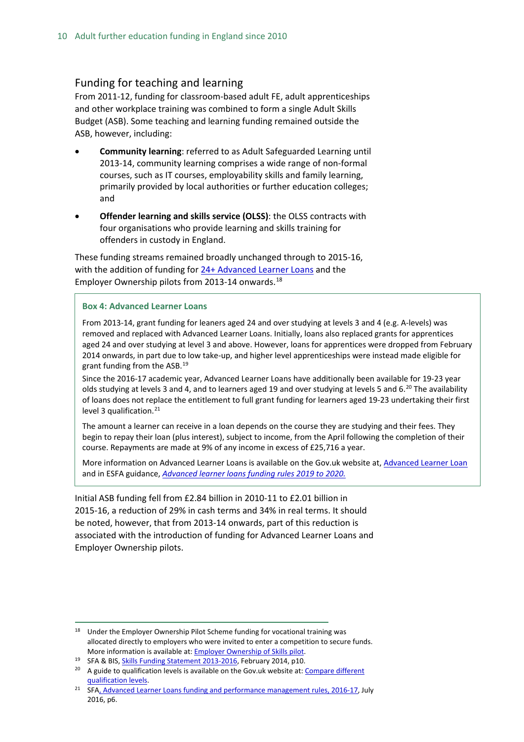## Funding for teaching and learning

From 2011-12, funding for classroom-based adult FE, adult apprenticeships and other workplace training was combined to form a single Adult Skills Budget (ASB). Some teaching and learning funding remained outside the ASB, however, including:

- **Community learning**: referred to as Adult Safeguarded Learning until 2013-14, community learning comprises a wide range of non-formal courses, such as IT courses, employability skills and family learning, primarily provided by local authorities or further education colleges; and
- **Offender learning and skills service (OLSS)**: the OLSS contracts with four organisations who provide learning and skills training for offenders in custody in England.

These funding streams remained broadly unchanged through to 2015-16, with the addition of funding for 24+ Advanced Learner Loans and the Employer Ownership pilots from 2013-14 onwards.[18]

> **Box 4: Advanced Learner Loans**
>
> From 2013-14, grant funding for leaners aged 24 and over studying at levels 3 and 4 (e.g. A-levels) was removed and replaced with Advanced Learner Loans. Initially, loans also replaced grants for apprentices aged 24 and over studying at level 3 and above. However, loans for apprentices were dropped from February 2014 onwards, in part due to low take-up, and higher level apprenticeships were instead made eligible for grant funding from the ASB.[19]
>
> Since the 2016-17 academic year, Advanced Learner Loans have additionally been available for 19-23 year olds studying at levels 3 and 4, and to learners aged 19 and over studying at levels 5 and 6.[20] The availability of loans does not replace the entitlement to full grant funding for learners aged 19-23 undertaking their first level 3 qualification.[21]
>
> The amount a learner can receive in a loan depends on the course they are studying and their fees. They begin to repay their loan (plus interest), subject to income, from the April following the completion of their course. Repayments are made at 9% of any income in excess of £25,716 a year.
>
> More information on Advanced Learner Loans is available on the Gov.uk website at, Advanced Learner Loan and in ESFA guidance, *Advanced learner loans funding rules 2019 to 2020.*

Initial ASB funding fell from £2.84 billion in 2010-11 to £2.01 billion in 2015-16, a reduction of 29% in cash terms and 34% in real terms. It should be noted, however, that from 2013-14 onwards, part of this reduction is associated with the introduction of funding for Advanced Learner Loans and Employer Ownership pilots.

---

[18] Under the Employer Ownership Pilot Scheme funding for vocational training was allocated directly to employers who were invited to enter a competition to secure funds. More information is available at: Employer Ownership of Skills pilot.

[19] SFA & BIS, Skills Funding Statement 2013-2016, February 2014, p10.

[20] A guide to qualification levels is available on the Gov.uk website at: Compare different qualification levels.

[21] SFA, Advanced Learner Loans funding and performance management rules, 2016-17, July 2016, p6.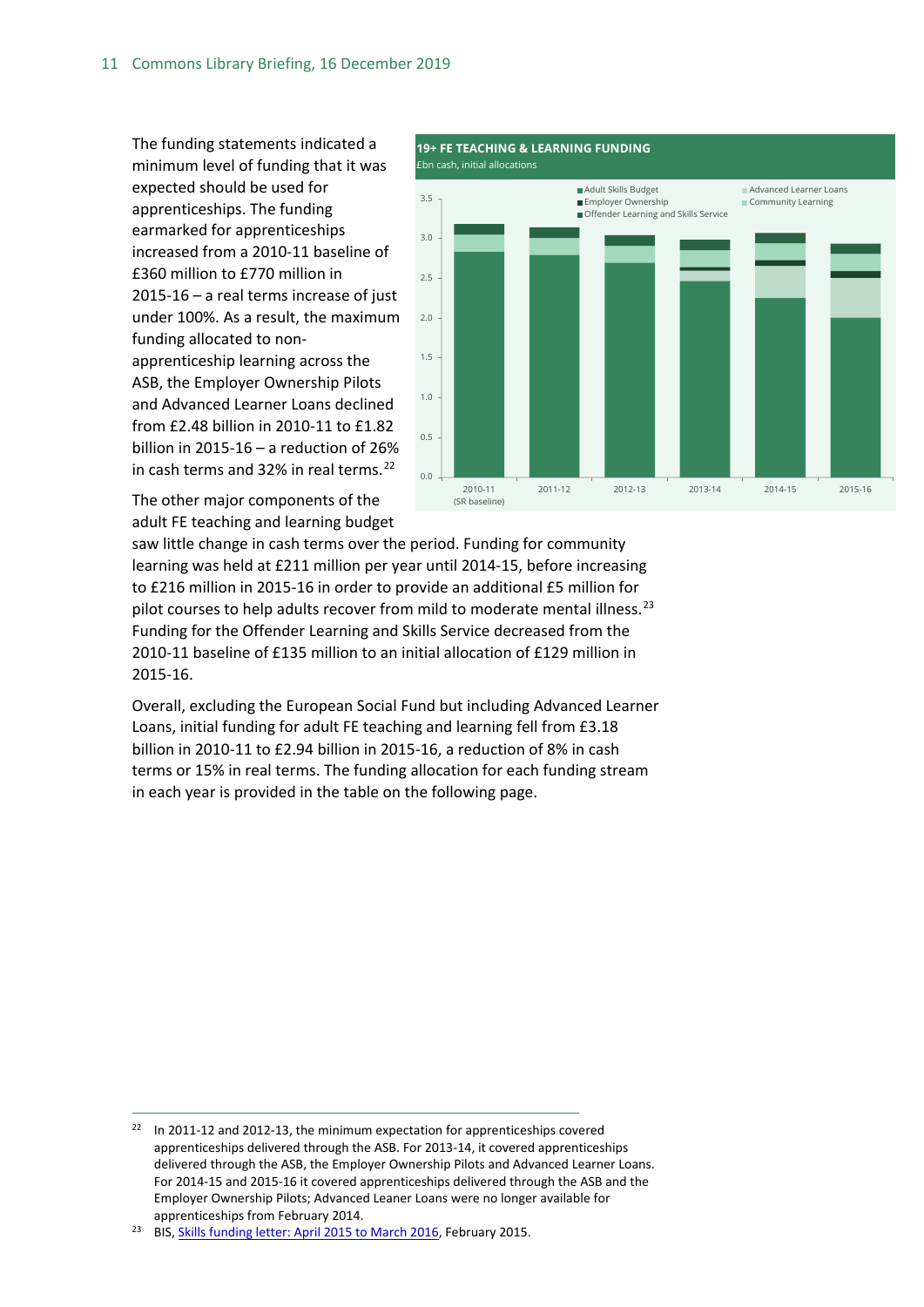The funding statements indicated a minimum level of funding that it was expected should be used for apprenticeships. The funding earmarked for apprenticeships increased from a 2010-11 baseline of £360 million to £770 million in 2015-16 – a real terms increase of just under 100%. As a result, the maximum funding allocated to non-apprenticeship learning across the ASB, the Employer Ownership Pilots and Advanced Learner Loans declined from £2.48 billion in 2010-11 to £1.82 billion in 2015-16 – a reduction of 26% in cash terms and 32% in real terms.[22]

**19+ FE TEACHING & LEARNING FUNDING**

£bn cash, initial allocations

The other major components of the adult FE teaching and learning budget saw little change in cash terms over the period. Funding for community learning was held at £211 million per year until 2014-15, before increasing to £216 million in 2015-16 in order to provide an additional £5 million for pilot courses to help adults recover from mild to moderate mental illness.[23] Funding for the Offender Learning and Skills Service decreased from the 2010-11 baseline of £135 million to an initial allocation of £129 million in 2015-16.

Overall, excluding the European Social Fund but including Advanced Learner Loans, initial funding for adult FE teaching and learning fell from £3.18 billion in 2010-11 to £2.94 billion in 2015-16, a reduction of 8% in cash terms or 15% in real terms. The funding allocation for each funding stream in each year is provided in the table on the following page.

[22] In 2011-12 and 2012-13, the minimum expectation for apprenticeships covered apprenticeships delivered through the ASB. For 2013-14, it covered apprenticeships delivered through the ASB, the Employer Ownership Pilots and Advanced Learner Loans. For 2014-15 and 2015-16 it covered apprenticeships delivered through the ASB and the Employer Ownership Pilots; Advanced Leaner Loans were no longer available for apprenticeships from February 2014.

[23] BIS, Skills funding letter: April 2015 to March 2016, February 2015.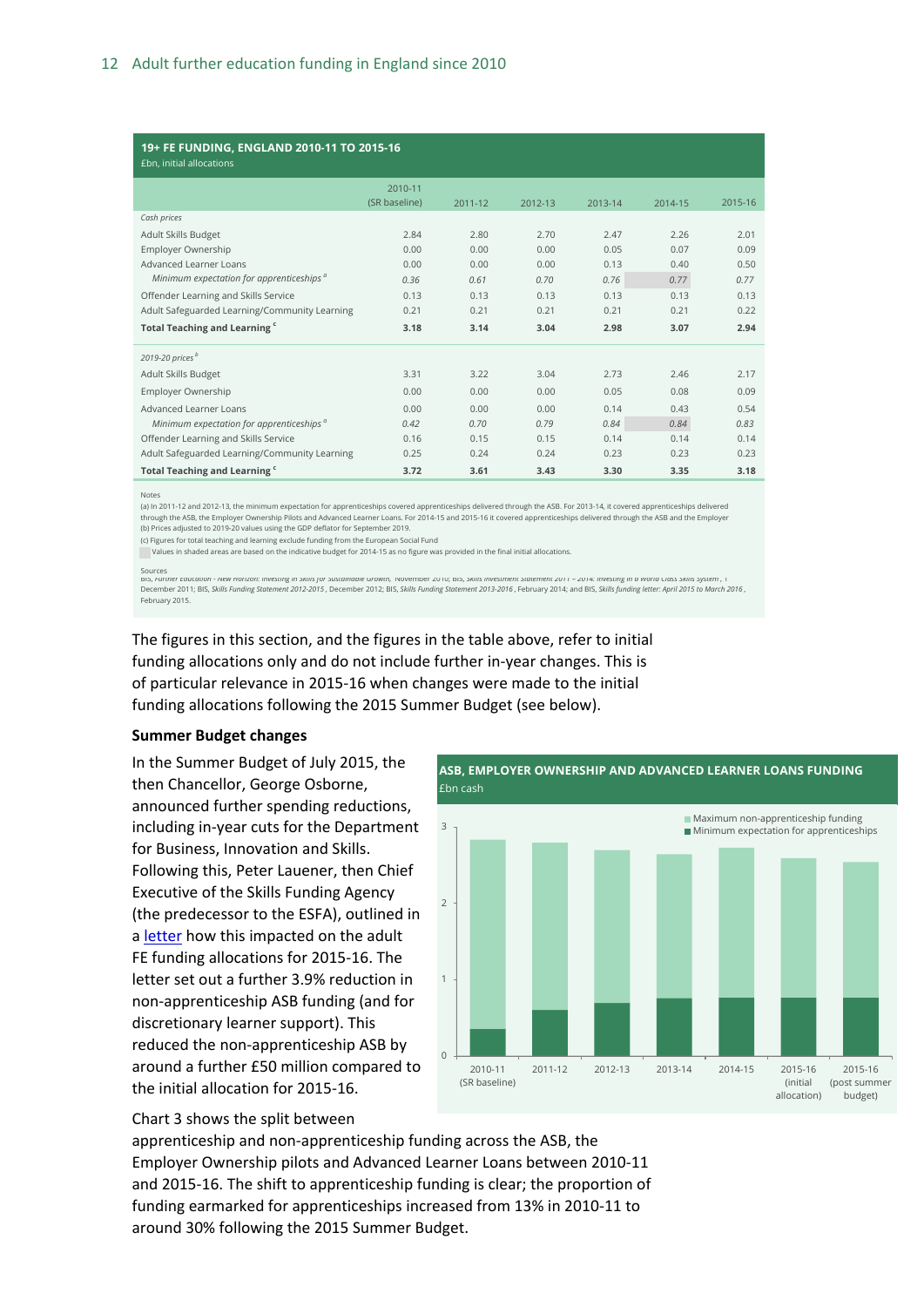**19+ FE FUNDING, ENGLAND 2010-11 TO 2015-16**
£bn, initial allocations

| | 2010-11 (SR baseline) | 2011-12 | 2012-13 | 2013-14 | 2014-15 | 2015-16 |
|---|---|---|---|---|---|---|
| *Cash prices* | | | | | | |
| Adult Skills Budget | 2.84 | 2.80 | 2.70 | 2.47 | 2.26 | 2.01 |
| Employer Ownership | 0.00 | 0.00 | 0.00 | 0.05 | 0.07 | 0.09 |
| Advanced Learner Loans | 0.00 | 0.00 | 0.00 | 0.13 | 0.40 | 0.50 |
| *Minimum expectation for apprenticeships* [a] | *0.36* | *0.61* | *0.70* | *0.76* | *0.77* | *0.77* |
| Offender Learning and Skills Service | 0.13 | 0.13 | 0.13 | 0.13 | 0.13 | 0.13 |
| Adult Safeguarded Learning/Community Learning | 0.21 | 0.21 | 0.21 | 0.21 | 0.21 | 0.22 |
| **Total Teaching and Learning** [c] | **3.18** | **3.14** | **3.04** | **2.98** | **3.07** | **2.94** |
| *2019-20 prices* [b] | | | | | | |
| Adult Skills Budget | 3.31 | 3.22 | 3.04 | 2.73 | 2.46 | 2.17 |
| Employer Ownership | 0.00 | 0.00 | 0.00 | 0.05 | 0.08 | 0.09 |
| Advanced Learner Loans | 0.00 | 0.00 | 0.00 | 0.14 | 0.43 | 0.54 |
| *Minimum expectation for apprenticeships* [a] | *0.42* | *0.70* | *0.79* | *0.84* | *0.84* | *0.83* |
| Offender Learning and Skills Service | 0.16 | 0.15 | 0.15 | 0.14 | 0.14 | 0.14 |
| Adult Safeguarded Learning/Community Learning | 0.25 | 0.24 | 0.24 | 0.23 | 0.23 | 0.23 |
| **Total Teaching and Learning** [c] | **3.72** | **3.61** | **3.43** | **3.30** | **3.35** | **3.18** |

Notes
(a) In 2011-12 and 2012-13, the minimum expectation for apprenticeships covered apprenticeships delivered through the ASB. For 2013-14, it covered apprenticeships delivered through the ASB, the Employer Ownership Pilots and Advanced Learner Loans. For 2014-15 and 2015-16 it covered apprenticeships delivered through the ASB and the Employer
(b) Prices adjusted to 2019-20 values using the GDP deflator for September 2019.
(c) Figures for total teaching and learning exclude funding from the European Social Fund
Values in shaded areas are based on the indicative budget for 2014-15 as no figure was provided in the final initial allocations.

Sources
BIS, *Further Education - New Horizon: Investing in Skills for Sustainable Growth*, November 2010; BIS, *Skills Investment Statement 2011 – 2014: Investing in a World Class Skills System*, 1 December 2011; BIS, *Skills Funding Statement 2012-2015*, December 2012; BIS, *Skills Funding Statement 2013-2016*, February 2014; and BIS, *Skills funding letter: April 2015 to March 2016*, February 2015.

The figures in this section, and the figures in the table above, refer to initial funding allocations only and do not include further in-year changes. This is of particular relevance in 2015-16 when changes were made to the initial funding allocations following the 2015 Summer Budget (see below).

**Summer Budget changes**

In the Summer Budget of July 2015, the then Chancellor, George Osborne, announced further spending reductions, including in-year cuts for the Department for Business, Innovation and Skills. Following this, Peter Lauener, then Chief Executive of the Skills Funding Agency (the predecessor to the ESFA), outlined in a letter how this impacted on the adult FE funding allocations for 2015-16. The letter set out a further 3.9% reduction in non-apprenticeship ASB funding (and for discretionary learner support). This reduced the non-apprenticeship ASB by around a further £50 million compared to the initial allocation for 2015-16.

**ASB, EMPLOYER OWNERSHIP AND ADVANCED LEARNER LOANS FUNDING**
£bn cash

Chart 3 shows the split between apprenticeship and non-apprenticeship funding across the ASB, the Employer Ownership pilots and Advanced Learner Loans between 2010-11 and 2015-16. The shift to apprenticeship funding is clear; the proportion of funding earmarked for apprenticeships increased from 13% in 2010-11 to around 30% following the 2015 Summer Budget.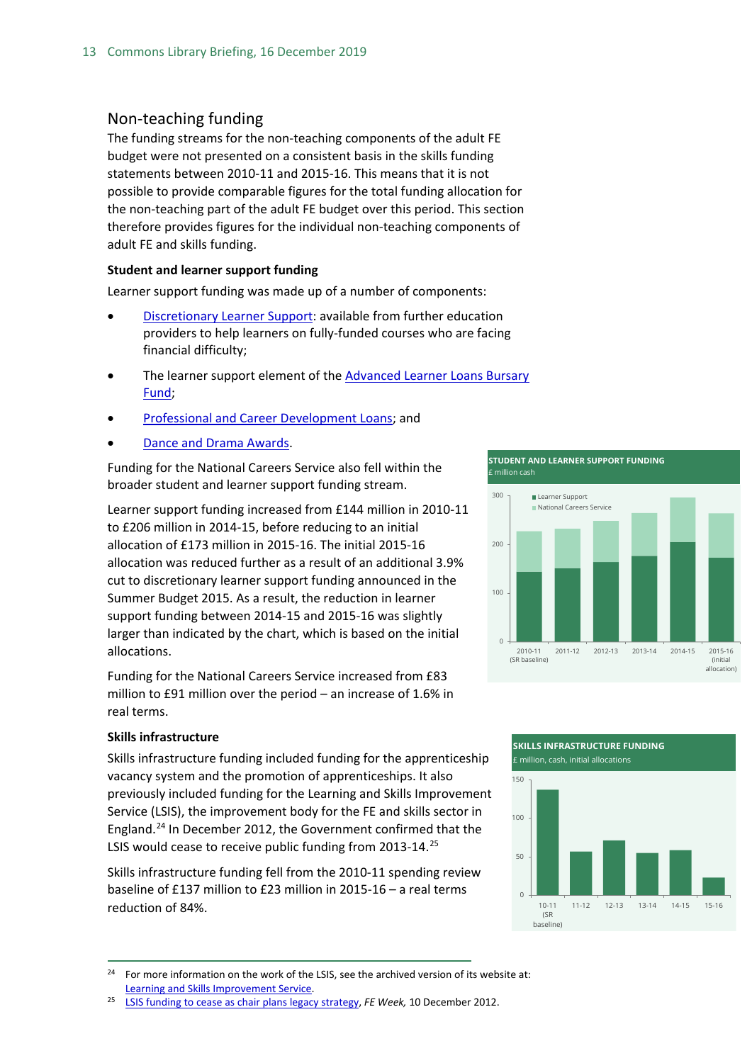## Non-teaching funding

The funding streams for the non-teaching components of the adult FE budget were not presented on a consistent basis in the skills funding statements between 2010-11 and 2015-16. This means that it is not possible to provide comparable figures for the total funding allocation for the non-teaching part of the adult FE budget over this period. This section therefore provides figures for the individual non-teaching components of adult FE and skills funding.

### Student and learner support funding

Learner support funding was made up of a number of components:

- Discretionary Learner Support: available from further education providers to help learners on fully-funded courses who are facing financial difficulty;
- The learner support element of the Advanced Learner Loans Bursary Fund;
- Professional and Career Development Loans; and
- Dance and Drama Awards.

Funding for the National Careers Service also fell within the broader student and learner support funding stream.

Learner support funding increased from £144 million in 2010-11 to £206 million in 2014-15, before reducing to an initial allocation of £173 million in 2015-16. The initial 2015-16 allocation was reduced further as a result of an additional 3.9% cut to discretionary learner support funding announced in the Summer Budget 2015. As a result, the reduction in learner support funding between 2014-15 and 2015-16 was slightly larger than indicated by the chart, which is based on the initial allocations.

Funding for the National Careers Service increased from £83 million to £91 million over the period – an increase of 1.6% in real terms.

**STUDENT AND LEARNER SUPPORT FUNDING**
£ million cash

Legend: Learner Support; National Careers Service

Years: 2010-11 (SR baseline), 2011-12, 2012-13, 2013-14, 2014-15, 2015-16 (initial allocation)

### Skills infrastructure

Skills infrastructure funding included funding for the apprenticeship vacancy system and the promotion of apprenticeships. It also previously included funding for the Learning and Skills Improvement Service (LSIS), the improvement body for the FE and skills sector in England.[24] In December 2012, the Government confirmed that the LSIS would cease to receive public funding from 2013-14.[25]

Skills infrastructure funding fell from the 2010-11 spending review baseline of £137 million to £23 million in 2015-16 – a real terms reduction of 84%.

**SKILLS INFRASTRUCTURE FUNDING**
£ million, cash, initial allocations

Years: 10-11 (SR baseline), 11-12, 12-13, 13-14, 14-15, 15-16

---

[24] For more information on the work of the LSIS, see the archived version of its website at: Learning and Skills Improvement Service.

[25] LSIS funding to cease as chair plans legacy strategy, *FE Week*, 10 December 2012.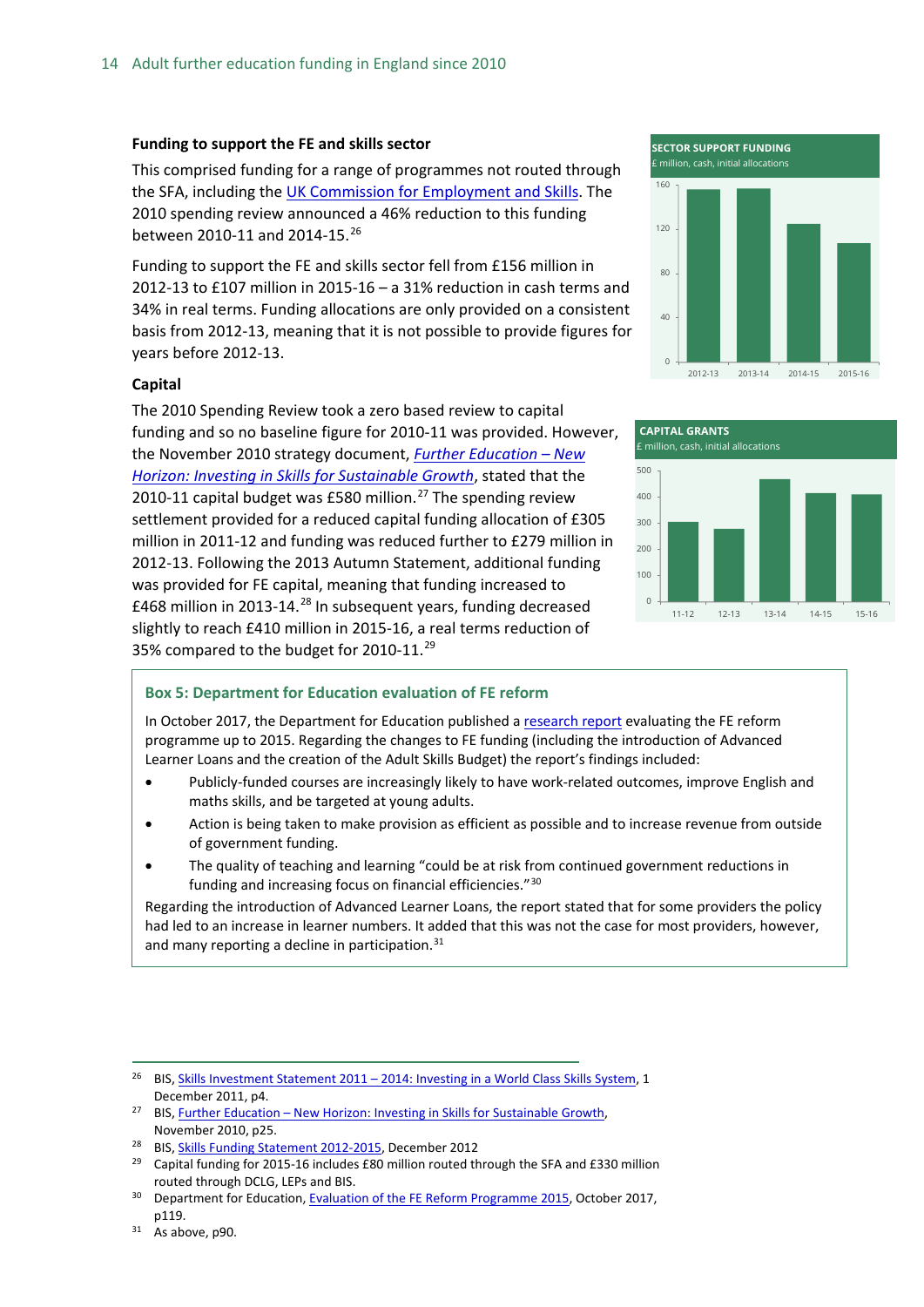### Funding to support the FE and skills sector

This comprised funding for a range of programmes not routed through the SFA, including the UK Commission for Employment and Skills. The 2010 spending review announced a 46% reduction to this funding between 2010-11 and 2014-15.[26]

Funding to support the FE and skills sector fell from £156 million in 2012-13 to £107 million in 2015-16 – a 31% reduction in cash terms and 34% in real terms. Funding allocations are only provided on a consistent basis from 2012-13, meaning that it is not possible to provide figures for years before 2012-13.

SECTOR SUPPORT FUNDING
£ million, cash, initial allocations

### Capital

The 2010 Spending Review took a zero based review to capital funding and so no baseline figure for 2010-11 was provided. However, the November 2010 strategy document, *Further Education – New Horizon: Investing in Skills for Sustainable Growth*, stated that the 2010-11 capital budget was £580 million.[27] The spending review settlement provided for a reduced capital funding allocation of £305 million in 2011-12 and funding was reduced further to £279 million in 2012-13. Following the 2013 Autumn Statement, additional funding was provided for FE capital, meaning that funding increased to £468 million in 2013-14.[28] In subsequent years, funding decreased slightly to reach £410 million in 2015-16, a real terms reduction of 35% compared to the budget for 2010-11.[29]

CAPITAL GRANTS
£ million, cash, initial allocations

> **Box 5: Department for Education evaluation of FE reform**
>
> In October 2017, the Department for Education published a research report evaluating the FE reform programme up to 2015. Regarding the changes to FE funding (including the introduction of Advanced Learner Loans and the creation of the Adult Skills Budget) the report's findings included:
>
> - Publicly-funded courses are increasingly likely to have work-related outcomes, improve English and maths skills, and be targeted at young adults.
> - Action is being taken to make provision as efficient as possible and to increase revenue from outside of government funding.
> - The quality of teaching and learning "could be at risk from continued government reductions in funding and increasing focus on financial efficiencies."[30]
>
> Regarding the introduction of Advanced Learner Loans, the report stated that for some providers the policy had led to an increase in learner numbers. It added that this was not the case for most providers, however, and many reporting a decline in participation.[31]

---

[26] BIS, Skills Investment Statement 2011 – 2014: Investing in a World Class Skills System, 1 December 2011, p4.

[27] BIS, Further Education – New Horizon: Investing in Skills for Sustainable Growth, November 2010, p25.

[28] BIS, Skills Funding Statement 2012-2015, December 2012

[29] Capital funding for 2015-16 includes £80 million routed through the SFA and £330 million routed through DCLG, LEPs and BIS.

[30] Department for Education, Evaluation of the FE Reform Programme 2015, October 2017, p119.

[31] As above, p90.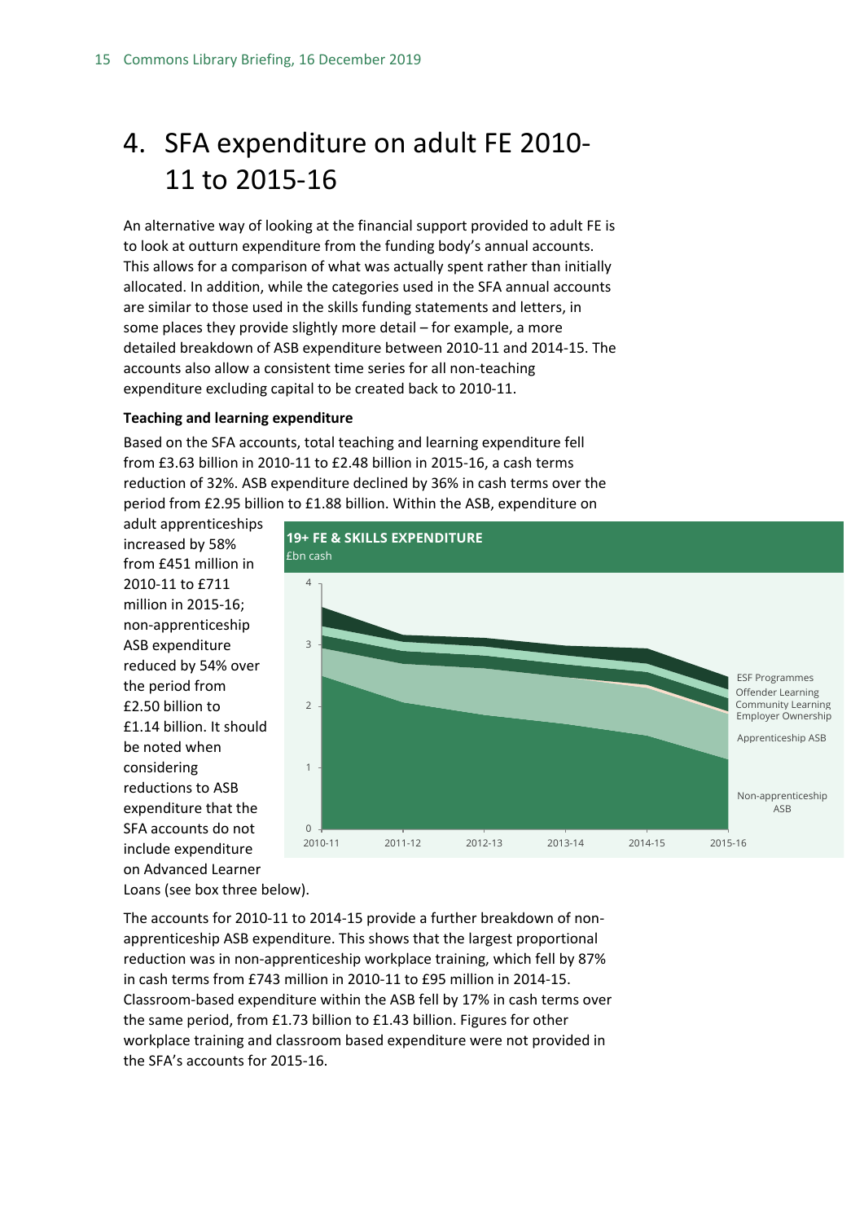# 4. SFA expenditure on adult FE 2010-11 to 2015-16

An alternative way of looking at the financial support provided to adult FE is to look at outturn expenditure from the funding body's annual accounts. This allows for a comparison of what was actually spent rather than initially allocated. In addition, while the categories used in the SFA annual accounts are similar to those used in the skills funding statements and letters, in some places they provide slightly more detail – for example, a more detailed breakdown of ASB expenditure between 2010-11 and 2014-15. The accounts also allow a consistent time series for all non-teaching expenditure excluding capital to be created back to 2010-11.

**Teaching and learning expenditure**

Based on the SFA accounts, total teaching and learning expenditure fell from £3.63 billion in 2010-11 to £2.48 billion in 2015-16, a cash terms reduction of 32%. ASB expenditure declined by 36% in cash terms over the period from £2.95 billion to £1.88 billion. Within the ASB, expenditure on adult apprenticeships increased by 58% from £451 million in 2010-11 to £711 million in 2015-16; non-apprenticeship ASB expenditure reduced by 54% over the period from £2.50 billion to £1.14 billion. It should be noted when considering reductions to ASB expenditure that the SFA accounts do not include expenditure on Advanced Learner Loans (see box three below).

**19+ FE & SKILLS EXPENDITURE**
£bn cash

The accounts for 2010-11 to 2014-15 provide a further breakdown of non-apprenticeship ASB expenditure. This shows that the largest proportional reduction was in non-apprenticeship workplace training, which fell by 87% in cash terms from £743 million in 2010-11 to £95 million in 2014-15. Classroom-based expenditure within the ASB fell by 17% in cash terms over the same period, from £1.73 billion to £1.43 billion. Figures for other workplace training and classroom based expenditure were not provided in the SFA's accounts for 2015-16.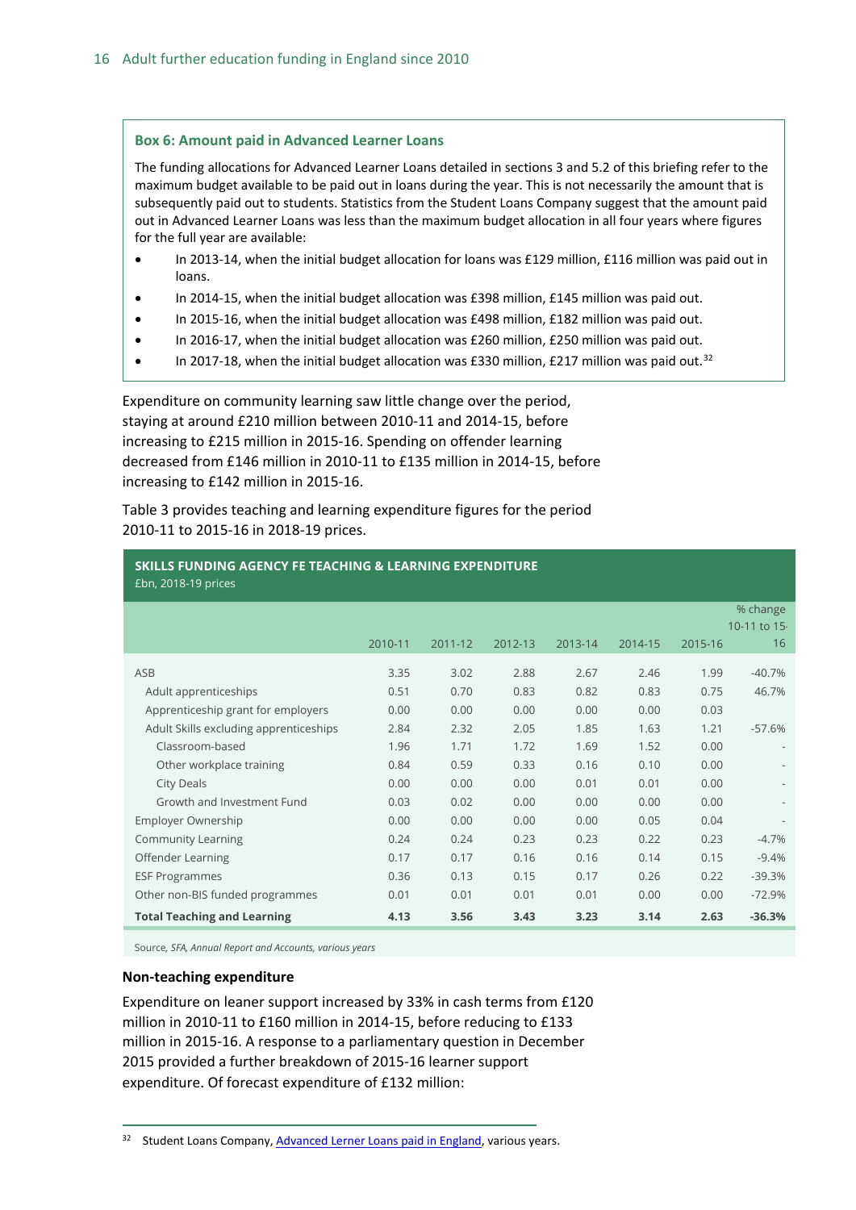### Box 6: Amount paid in Advanced Learner Loans

The funding allocations for Advanced Learner Loans detailed in sections 3 and 5.2 of this briefing refer to the maximum budget available to be paid out in loans during the year. This is not necessarily the amount that is subsequently paid out to students. Statistics from the Student Loans Company suggest that the amount paid out in Advanced Learner Loans was less than the maximum budget allocation in all four years where figures for the full year are available:

- In 2013-14, when the initial budget allocation for loans was £129 million, £116 million was paid out in loans.
- In 2014-15, when the initial budget allocation was £398 million, £145 million was paid out.
- In 2015-16, when the initial budget allocation was £498 million, £182 million was paid out.
- In 2016-17, when the initial budget allocation was £260 million, £250 million was paid out.
- In 2017-18, when the initial budget allocation was £330 million, £217 million was paid out.[32]

Expenditure on community learning saw little change over the period, staying at around £210 million between 2010-11 and 2014-15, before increasing to £215 million in 2015-16. Spending on offender learning decreased from £146 million in 2010-11 to £135 million in 2014-15, before increasing to £142 million in 2015-16.

Table 3 provides teaching and learning expenditure figures for the period 2010-11 to 2015-16 in 2018-19 prices.

**SKILLS FUNDING AGENCY FE TEACHING & LEARNING EXPENDITURE**
£bn, 2018-19 prices

| | 2010-11 | 2011-12 | 2012-13 | 2013-14 | 2014-15 | 2015-16 | % change 10-11 to 15-16 |
|---|---|---|---|---|---|---|---|
| ASB | 3.35 | 3.02 | 2.88 | 2.67 | 2.46 | 1.99 | -40.7% |
| Adult apprenticeships | 0.51 | 0.70 | 0.83 | 0.82 | 0.83 | 0.75 | 46.7% |
| Apprenticeship grant for employers | 0.00 | 0.00 | 0.00 | 0.00 | 0.00 | 0.03 | |
| Adult Skills excluding apprenticeships | 2.84 | 2.32 | 2.05 | 1.85 | 1.63 | 1.21 | -57.6% |
| Classroom-based | 1.96 | 1.71 | 1.72 | 1.69 | 1.52 | 0.00 | - |
| Other workplace training | 0.84 | 0.59 | 0.33 | 0.16 | 0.10 | 0.00 | - |
| City Deals | 0.00 | 0.00 | 0.00 | 0.01 | 0.01 | 0.00 | - |
| Growth and Investment Fund | 0.03 | 0.02 | 0.00 | 0.00 | 0.00 | 0.00 | - |
| Employer Ownership | 0.00 | 0.00 | 0.00 | 0.00 | 0.05 | 0.04 | - |
| Community Learning | 0.24 | 0.24 | 0.23 | 0.23 | 0.22 | 0.23 | -4.7% |
| Offender Learning | 0.17 | 0.17 | 0.16 | 0.16 | 0.14 | 0.15 | -9.4% |
| ESF Programmes | 0.36 | 0.13 | 0.15 | 0.17 | 0.26 | 0.22 | -39.3% |
| Other non-BIS funded programmes | 0.01 | 0.01 | 0.01 | 0.01 | 0.00 | 0.00 | -72.9% |
| **Total Teaching and Learning** | **4.13** | **3.56** | **3.43** | **3.23** | **3.14** | **2.63** | **-36.3%** |

Source, *SFA, Annual Report and Accounts, various years*

**Non-teaching expenditure**

Expenditure on leaner support increased by 33% in cash terms from £120 million in 2010-11 to £160 million in 2014-15, before reducing to £133 million in 2015-16. A response to a parliamentary question in December 2015 provided a further breakdown of 2015-16 learner support expenditure. Of forecast expenditure of £132 million:

[32] Student Loans Company, Advanced Lerner Loans paid in England, various years.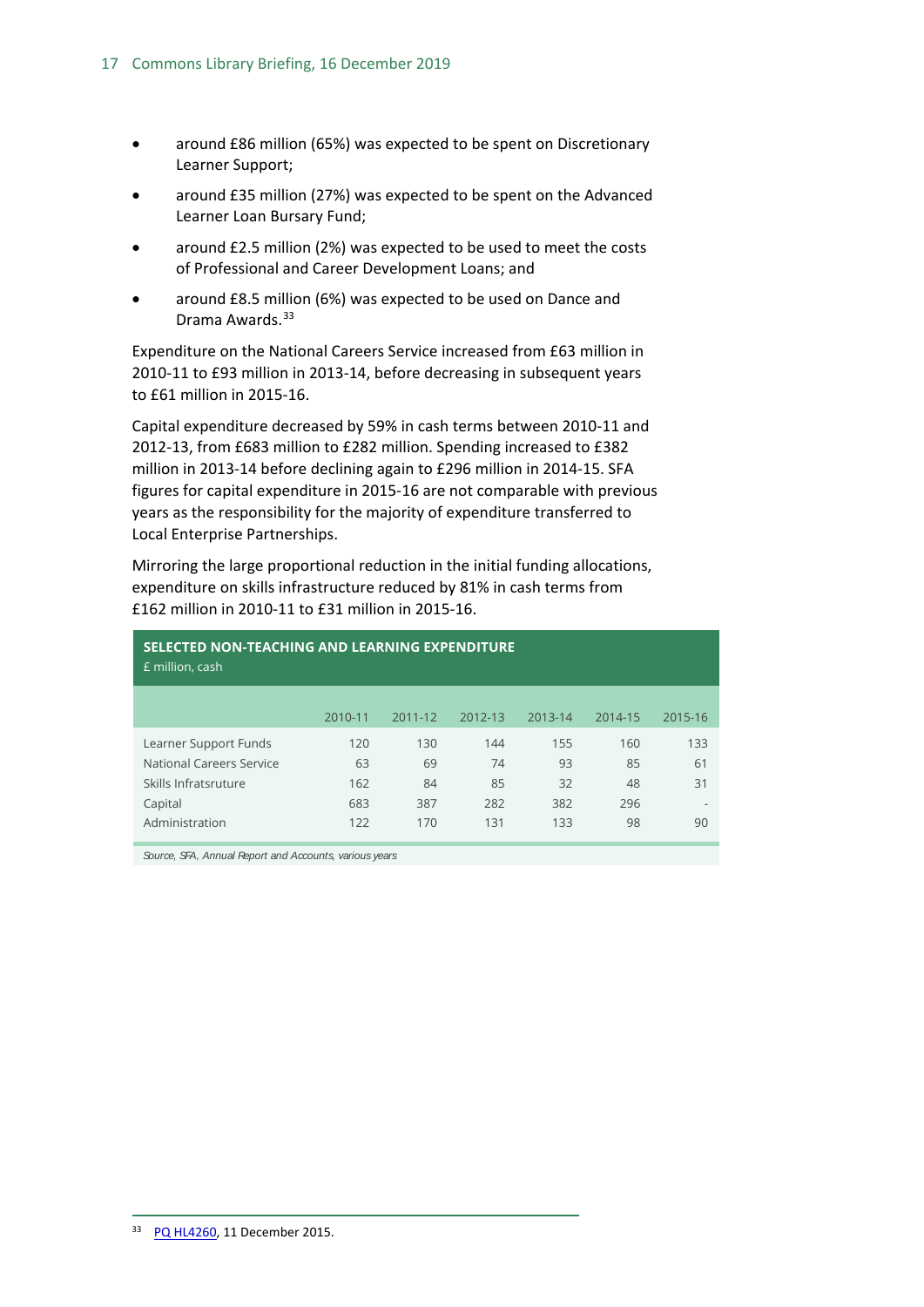- around £86 million (65%) was expected to be spent on Discretionary Learner Support;
- around £35 million (27%) was expected to be spent on the Advanced Learner Loan Bursary Fund;
- around £2.5 million (2%) was expected to be used to meet the costs of Professional and Career Development Loans; and
- around £8.5 million (6%) was expected to be used on Dance and Drama Awards.[33]

Expenditure on the National Careers Service increased from £63 million in 2010-11 to £93 million in 2013-14, before decreasing in subsequent years to £61 million in 2015-16.

Capital expenditure decreased by 59% in cash terms between 2010-11 and 2012-13, from £683 million to £282 million. Spending increased to £382 million in 2013-14 before declining again to £296 million in 2014-15. SFA figures for capital expenditure in 2015-16 are not comparable with previous years as the responsibility for the majority of expenditure transferred to Local Enterprise Partnerships.

Mirroring the large proportional reduction in the initial funding allocations, expenditure on skills infrastructure reduced by 81% in cash terms from £162 million in 2010-11 to £31 million in 2015-16.

**SELECTED NON-TEACHING AND LEARNING EXPENDITURE**
£ million, cash

| | 2010-11 | 2011-12 | 2012-13 | 2013-14 | 2014-15 | 2015-16 |
|---|---|---|---|---|---|---|
| Learner Support Funds | 120 | 130 | 144 | 155 | 160 | 133 |
| National Careers Service | 63 | 69 | 74 | 93 | 85 | 61 |
| Skills Infatsruture | 162 | 84 | 85 | 32 | 48 | 31 |
| Capital | 683 | 387 | 282 | 382 | 296 | - |
| Administration | 122 | 170 | 131 | 133 | 98 | 90 |

*Source, SFA, Annual Report and Accounts, various years*

[33] PQ HL4260, 11 December 2015.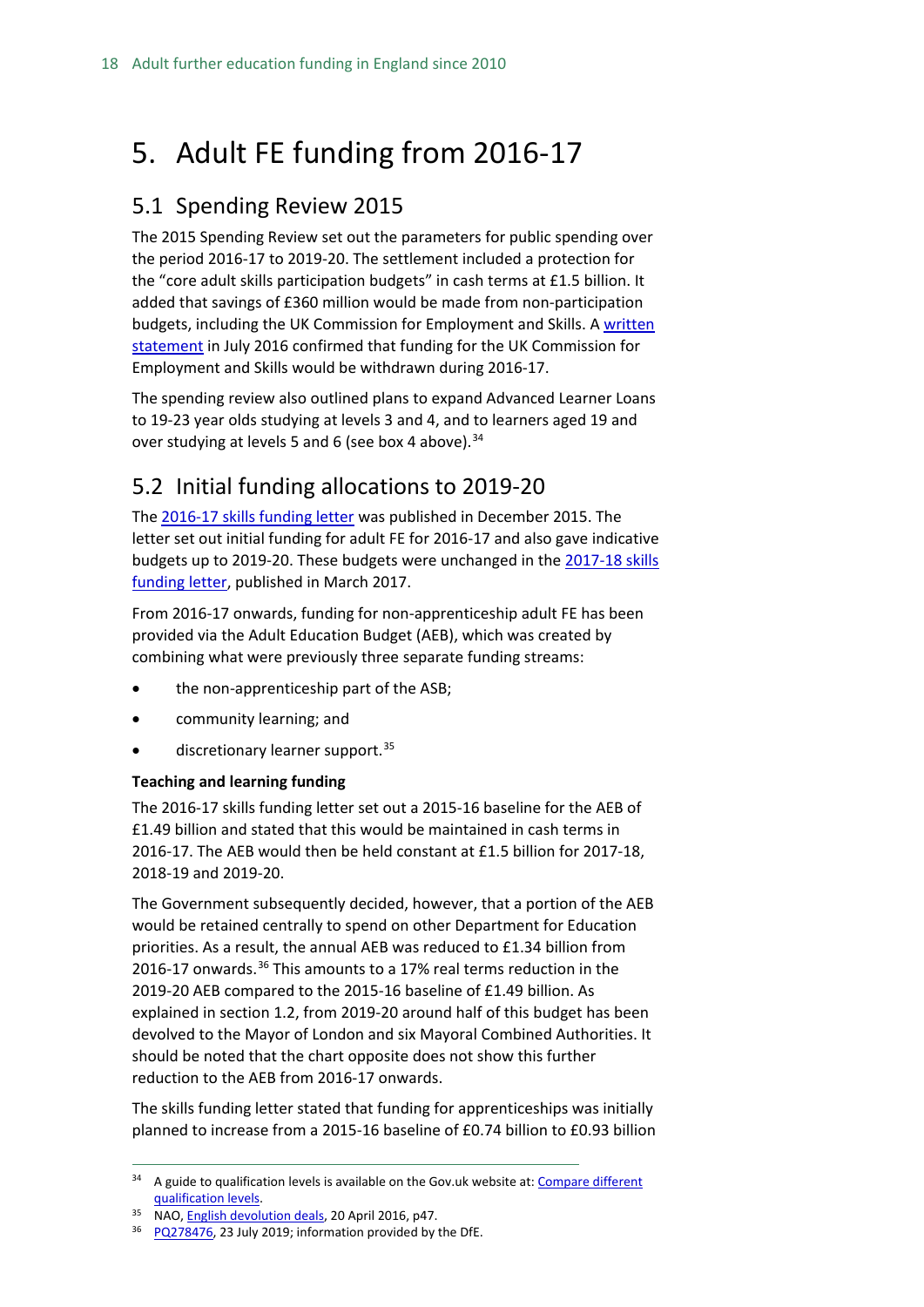// Converted page 18 of document 961037f84a8b to Markdown.

# 5. Adult FE funding from 2016-17

## 5.1 Spending Review 2015

The 2015 Spending Review set out the parameters for public spending over the period 2016-17 to 2019-20. The settlement included a protection for the "core adult skills participation budgets" in cash terms at £1.5 billion. It added that savings of £360 million would be made from non-participation budgets, including the UK Commission for Employment and Skills. A written statement in July 2016 confirmed that funding for the UK Commission for Employment and Skills would be withdrawn during 2016-17.

The spending review also outlined plans to expand Advanced Learner Loans to 19-23 year olds studying at levels 3 and 4, and to learners aged 19 and over studying at levels 5 and 6 (see box 4 above).[34]

## 5.2 Initial funding allocations to 2019-20

The 2016-17 skills funding letter was published in December 2015. The letter set out initial funding for adult FE for 2016-17 and also gave indicative budgets up to 2019-20. These budgets were unchanged in the 2017-18 skills funding letter, published in March 2017.

From 2016-17 onwards, funding for non-apprenticeship adult FE has been provided via the Adult Education Budget (AEB), which was created by combining what were previously three separate funding streams:

- the non-apprenticeship part of the ASB;
- community learning; and
- discretionary learner support.[35]

**Teaching and learning funding**

The 2016-17 skills funding letter set out a 2015-16 baseline for the AEB of £1.49 billion and stated that this would be maintained in cash terms in 2016-17. The AEB would then be held constant at £1.5 billion for 2017-18, 2018-19 and 2019-20.

The Government subsequently decided, however, that a portion of the AEB would be retained centrally to spend on other Department for Education priorities. As a result, the annual AEB was reduced to £1.34 billion from 2016-17 onwards.[36] This amounts to a 17% real terms reduction in the 2019-20 AEB compared to the 2015-16 baseline of £1.49 billion. As explained in section 1.2, from 2019-20 around half of this budget has been devolved to the Mayor of London and six Mayoral Combined Authorities. It should be noted that the chart opposite does not show this further reduction to the AEB from 2016-17 onwards.

The skills funding letter stated that funding for apprenticeships was initially planned to increase from a 2015-16 baseline of £0.74 billion to £0.93 billion

---

[34] A guide to qualification levels is available on the Gov.uk website at: Compare different qualification levels.

[35] NAO, English devolution deals, 20 April 2016, p47.

[36] PQ278476, 23 July 2019; information provided by the DfE.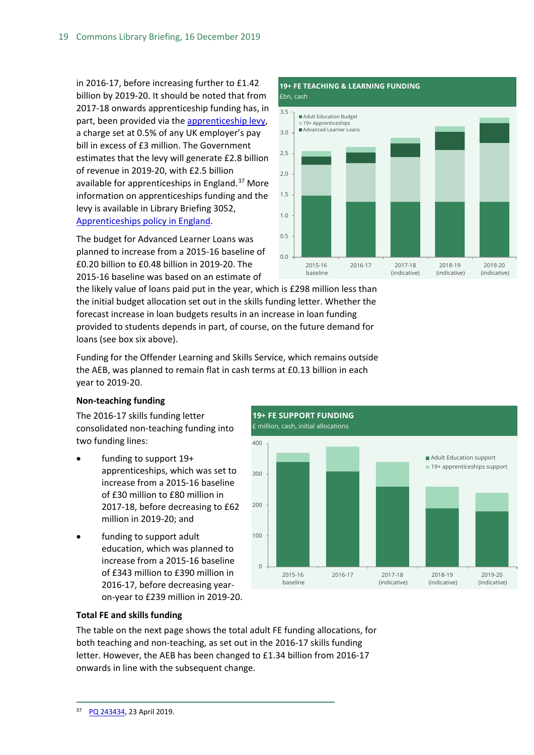in 2016-17, before increasing further to £1.42 billion by 2019-20. It should be noted that from 2017-18 onwards apprenticeship funding has, in part, been provided via the apprenticeship levy, a charge set at 0.5% of any UK employer's pay bill in excess of £3 million. The Government estimates that the levy will generate £2.8 billion of revenue in 2019-20, with £2.5 billion available for apprenticeships in England.[37] More information on apprenticeships funding and the levy is available in Library Briefing 3052, Apprenticeships policy in England.

**19+ FE TEACHING & LEARNING FUNDING**
£bn, cash

The budget for Advanced Learner Loans was planned to increase from a 2015-16 baseline of £0.20 billion to £0.48 billion in 2019-20. The 2015-16 baseline was based on an estimate of the likely value of loans paid put in the year, which is £298 million less than the initial budget allocation set out in the skills funding letter. Whether the forecast increase in loan budgets results in an increase in loan funding provided to students depends in part, of course, on the future demand for loans (see box six above).

Funding for the Offender Learning and Skills Service, which remains outside the AEB, was planned to remain flat in cash terms at £0.13 billion in each year to 2019-20.

### Non-teaching funding

The 2016-17 skills funding letter consolidated non-teaching funding into two funding lines:

- funding to support 19+ apprenticeships, which was set to increase from a 2015-16 baseline of £30 million to £80 million in 2017-18, before decreasing to £62 million in 2019-20; and
- funding to support adult education, which was planned to increase from a 2015-16 baseline of £343 million to £390 million in 2016-17, before decreasing year-on-year to £239 million in 2019-20.

**19+ FE SUPPORT FUNDING**
£ million, cash, initial allocations

### Total FE and skills funding

The table on the next page shows the total adult FE funding allocations, for both teaching and non-teaching, as set out in the 2016-17 skills funding letter. However, the AEB has been changed to £1.34 billion from 2016-17 onwards in line with the subsequent change.

---

[37] PQ 243434, 23 April 2019.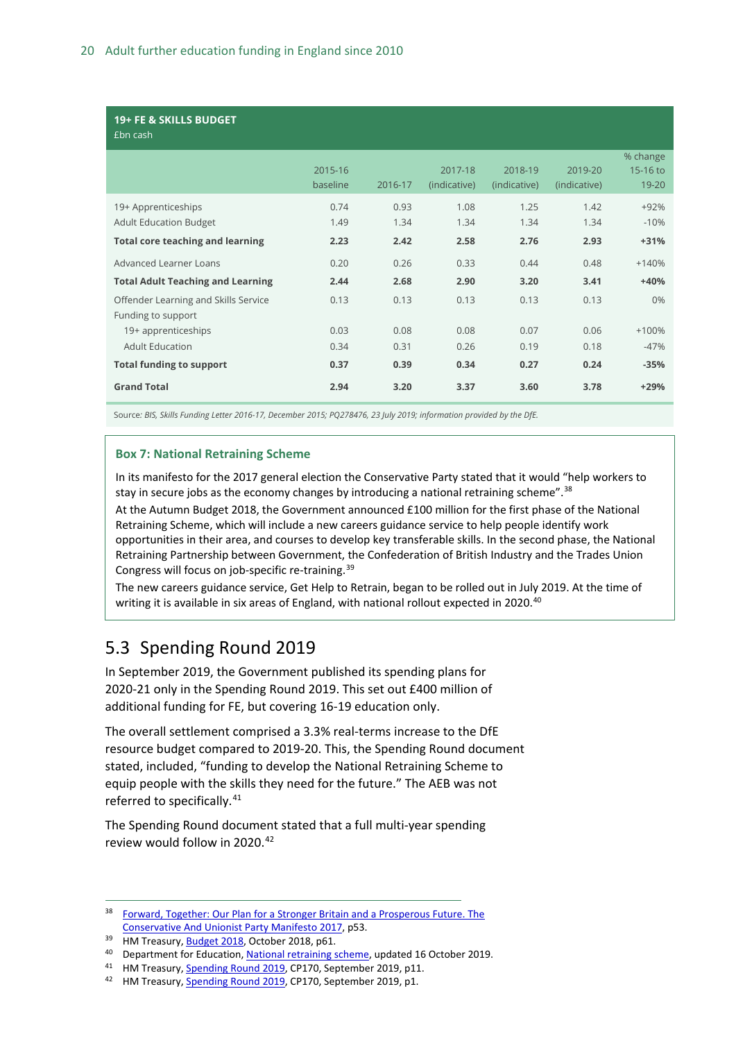**19+ FE & SKILLS BUDGET**
£bn cash

| | 2015-16 baseline | 2016-17 | 2017-18 (indicative) | 2018-19 (indicative) | 2019-20 (indicative) | % change 15-16 to 19-20 |
|---|---|---|---|---|---|---|
| 19+ Apprenticeships | 0.74 | 0.93 | 1.08 | 1.25 | 1.42 | +92% |
| Adult Education Budget | 1.49 | 1.34 | 1.34 | 1.34 | 1.34 | -10% |
| **Total core teaching and learning** | **2.23** | **2.42** | **2.58** | **2.76** | **2.93** | **+31%** |
| Advanced Learner Loans | 0.20 | 0.26 | 0.33 | 0.44 | 0.48 | +140% |
| **Total Adult Teaching and Learning** | **2.44** | **2.68** | **2.90** | **3.20** | **3.41** | **+40%** |
| Offender Learning and Skills Service | 0.13 | 0.13 | 0.13 | 0.13 | 0.13 | 0% |
| Funding to support | | | | | | |
| 19+ apprenticeships | 0.03 | 0.08 | 0.08 | 0.07 | 0.06 | +100% |
| Adult Education | 0.34 | 0.31 | 0.26 | 0.19 | 0.18 | -47% |
| **Total funding to support** | **0.37** | **0.39** | **0.34** | **0.27** | **0.24** | **-35%** |
| **Grand Total** | **2.94** | **3.20** | **3.37** | **3.60** | **3.78** | **+29%** |

Source: *BIS, Skills Funding Letter 2016-17, December 2015; PQ278476, 23 July 2019; information provided by the DfE.*

**Box 7: National Retraining Scheme**

In its manifesto for the 2017 general election the Conservative Party stated that it would "help workers to stay in secure jobs as the economy changes by introducing a national retraining scheme".[38]

At the Autumn Budget 2018, the Government announced £100 million for the first phase of the National Retraining Scheme, which will include a new careers guidance service to help people identify work opportunities in their area, and courses to develop key transferable skills. In the second phase, the National Retraining Partnership between Government, the Confederation of British Industry and the Trades Union Congress will focus on job-specific re-training.[39]

The new careers guidance service, Get Help to Retrain, began to be rolled out in July 2019. At the time of writing it is available in six areas of England, with national rollout expected in 2020.[40]

## 5.3 Spending Round 2019

In September 2019, the Government published its spending plans for 2020-21 only in the Spending Round 2019. This set out £400 million of additional funding for FE, but covering 16-19 education only.

The overall settlement comprised a 3.3% real-terms increase to the DfE resource budget compared to 2019-20. This, the Spending Round document stated, included, "funding to develop the National Retraining Scheme to equip people with the skills they need for the future." The AEB was not referred to specifically.[41]

The Spending Round document stated that a full multi-year spending review would follow in 2020.[42]

---

[38] Forward, Together: Our Plan for a Stronger Britain and a Prosperous Future. The Conservative And Unionist Party Manifesto 2017, p53.

[39] HM Treasury, Budget 2018, October 2018, p61.

[40] Department for Education, National retraining scheme, updated 16 October 2019.

[41] HM Treasury, Spending Round 2019, CP170, September 2019, p11.

[42] HM Treasury, Spending Round 2019, CP170, September 2019, p1.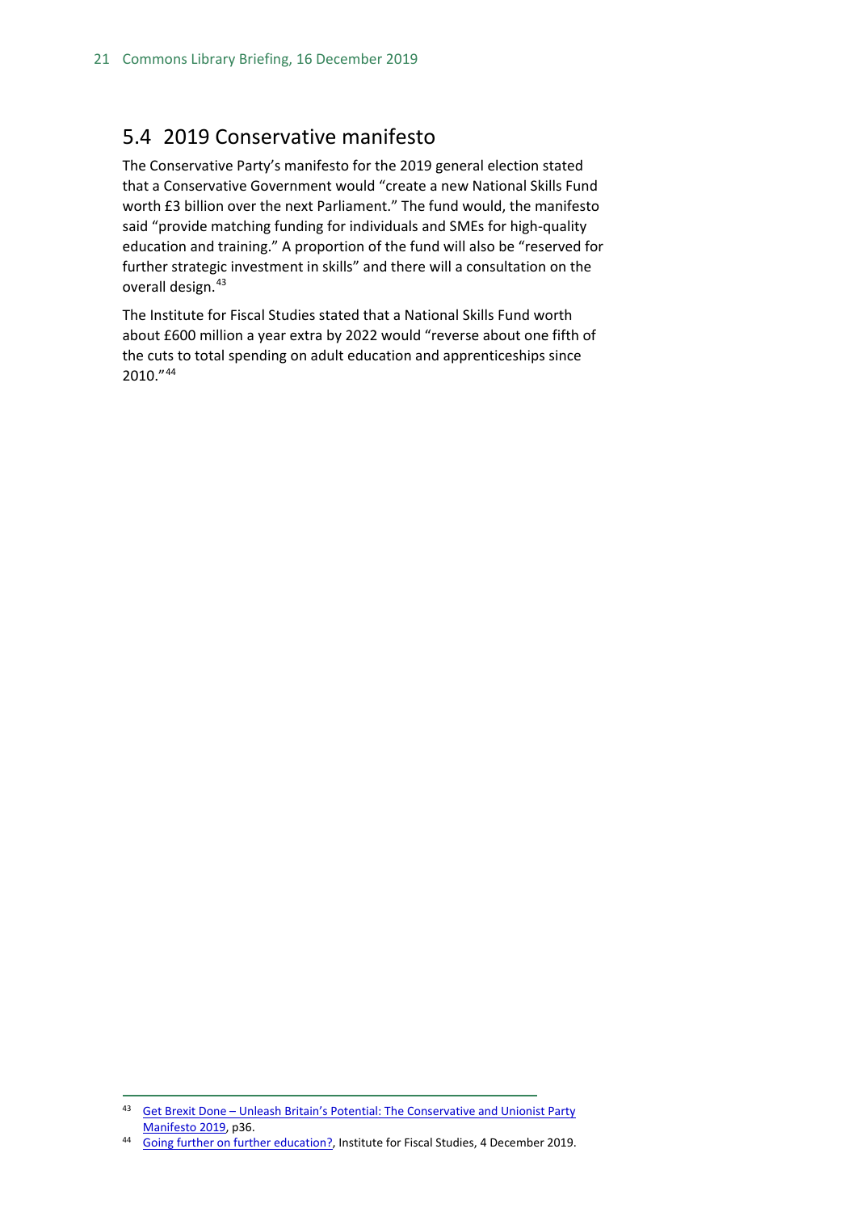## 5.4 2019 Conservative manifesto

The Conservative Party's manifesto for the 2019 general election stated that a Conservative Government would "create a new National Skills Fund worth £3 billion over the next Parliament." The fund would, the manifesto said "provide matching funding for individuals and SMEs for high-quality education and training." A proportion of the fund will also be "reserved for further strategic investment in skills" and there will a consultation on the overall design.[43]

The Institute for Fiscal Studies stated that a National Skills Fund worth about £600 million a year extra by 2022 would "reverse about one fifth of the cuts to total spending on adult education and apprenticeships since 2010."[44]

---

[43] Get Brexit Done – Unleash Britain's Potential: The Conservative and Unionist Party Manifesto 2019, p36.

[44] Going further on further education?, Institute for Fiscal Studies, 4 December 2019.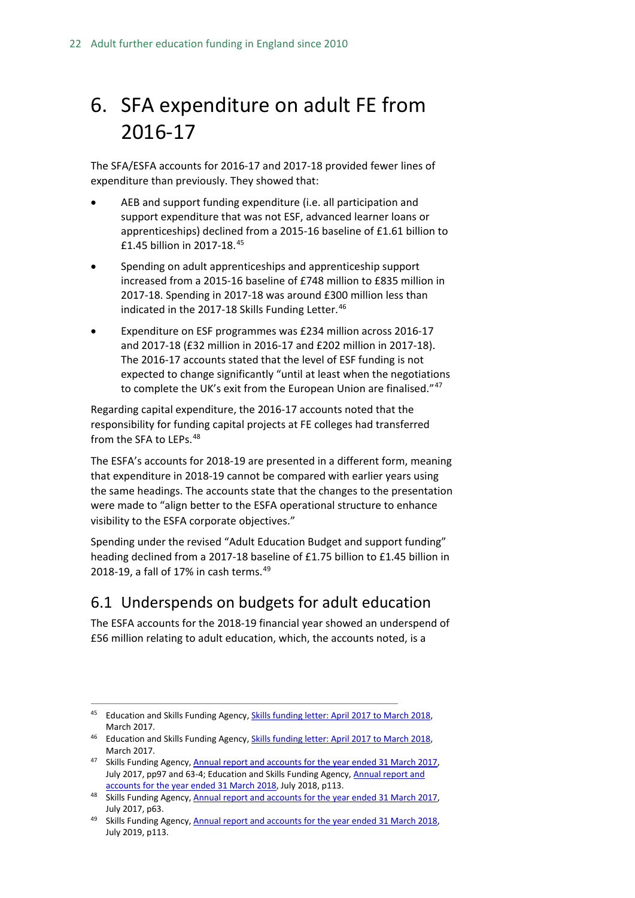# 6. SFA expenditure on adult FE from 2016-17

The SFA/ESFA accounts for 2016-17 and 2017-18 provided fewer lines of expenditure than previously. They showed that:

- AEB and support funding expenditure (i.e. all participation and support expenditure that was not ESF, advanced learner loans or apprenticeships) declined from a 2015-16 baseline of £1.61 billion to £1.45 billion in 2017-18.[45]
- Spending on adult apprenticeships and apprenticeship support increased from a 2015-16 baseline of £748 million to £835 million in 2017-18. Spending in 2017-18 was around £300 million less than indicated in the 2017-18 Skills Funding Letter.[46]
- Expenditure on ESF programmes was £234 million across 2016-17 and 2017-18 (£32 million in 2016-17 and £202 million in 2017-18). The 2016-17 accounts stated that the level of ESF funding is not expected to change significantly "until at least when the negotiations to complete the UK's exit from the European Union are finalised."[47]

Regarding capital expenditure, the 2016-17 accounts noted that the responsibility for funding capital projects at FE colleges had transferred from the SFA to LEPs.[48]

The ESFA's accounts for 2018-19 are presented in a different form, meaning that expenditure in 2018-19 cannot be compared with earlier years using the same headings. The accounts state that the changes to the presentation were made to "align better to the ESFA operational structure to enhance visibility to the ESFA corporate objectives."

Spending under the revised "Adult Education Budget and support funding" heading declined from a 2017-18 baseline of £1.75 billion to £1.45 billion in 2018-19, a fall of 17% in cash terms.[49]

## 6.1 Underspends on budgets for adult education

The ESFA accounts for the 2018-19 financial year showed an underspend of £56 million relating to adult education, which, the accounts noted, is a

---

[45] Education and Skills Funding Agency, Skills funding letter: April 2017 to March 2018, March 2017.

[46] Education and Skills Funding Agency, Skills funding letter: April 2017 to March 2018, March 2017.

[47] Skills Funding Agency, Annual report and accounts for the year ended 31 March 2017, July 2017, pp97 and 63-4; Education and Skills Funding Agency, Annual report and accounts for the year ended 31 March 2018, July 2018, p113.

[48] Skills Funding Agency, Annual report and accounts for the year ended 31 March 2017, July 2017, p63.

[49] Skills Funding Agency, Annual report and accounts for the year ended 31 March 2018, July 2019, p113.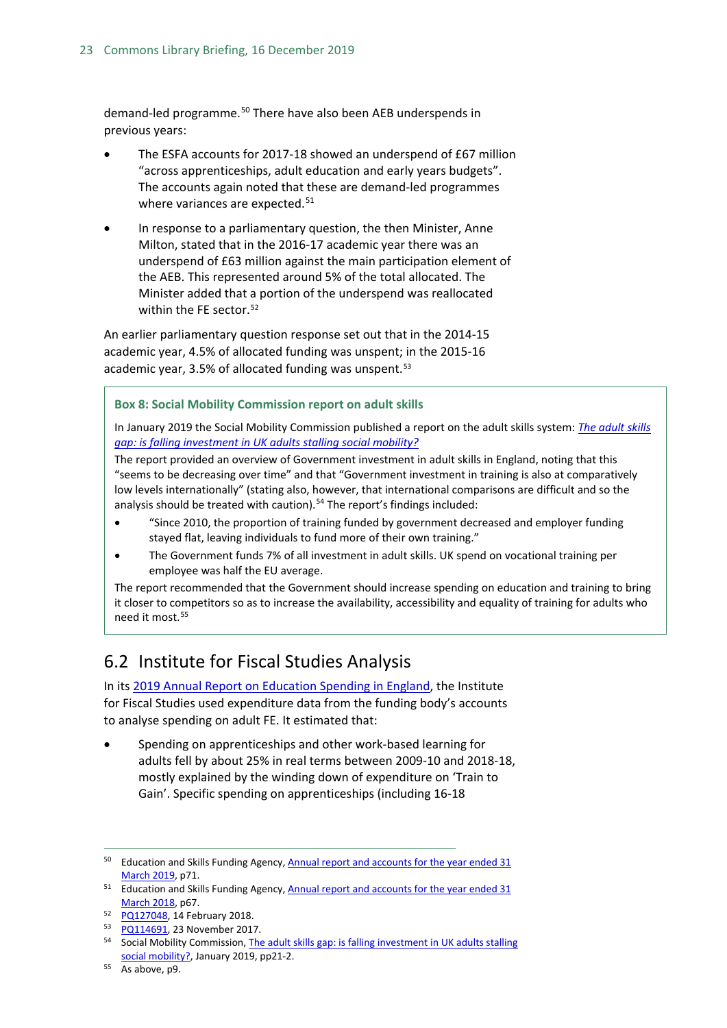demand-led programme.[50] There have also been AEB underspends in previous years:

- The ESFA accounts for 2017-18 showed an underspend of £67 million "across apprenticeships, adult education and early years budgets". The accounts again noted that these are demand-led programmes where variances are expected.[51]
- In response to a parliamentary question, the then Minister, Anne Milton, stated that in the 2016-17 academic year there was an underspend of £63 million against the main participation element of the AEB. This represented around 5% of the total allocated. The Minister added that a portion of the underspend was reallocated within the FE sector.[52]

An earlier parliamentary question response set out that in the 2014-15 academic year, 4.5% of allocated funding was unspent; in the 2015-16 academic year, 3.5% of allocated funding was unspent.[53]

> **Box 8: Social Mobility Commission report on adult skills**
>
> In January 2019 the Social Mobility Commission published a report on the adult skills system: *The adult skills gap: is falling investment in UK adults stalling social mobility?*
>
> The report provided an overview of Government investment in adult skills in England, noting that this "seems to be decreasing over time" and that "Government investment in training is also at comparatively low levels internationally" (stating also, however, that international comparisons are difficult and so the analysis should be treated with caution).[54] The report's findings included:
>
> - "Since 2010, the proportion of training funded by government decreased and employer funding stayed flat, leaving individuals to fund more of their own training."
> - The Government funds 7% of all investment in adult skills. UK spend on vocational training per employee was half the EU average.
>
> The report recommended that the Government should increase spending on education and training to bring it closer to competitors so as to increase the availability, accessibility and equality of training for adults who need it most.[55]

## 6.2 Institute for Fiscal Studies Analysis

In its 2019 Annual Report on Education Spending in England, the Institute for Fiscal Studies used expenditure data from the funding body's accounts to analyse spending on adult FE. It estimated that:

- Spending on apprenticeships and other work-based learning for adults fell by about 25% in real terms between 2009-10 and 2018-18, mostly explained by the winding down of expenditure on 'Train to Gain'. Specific spending on apprenticeships (including 16-18

---

[50] Education and Skills Funding Agency, Annual report and accounts for the year ended 31 March 2019, p71.

[51] Education and Skills Funding Agency, Annual report and accounts for the year ended 31 March 2018, p67.

[52] PQ127048, 14 February 2018.

[53] PQ114691, 23 November 2017.

[54] Social Mobility Commission, The adult skills gap: is falling investment in UK adults stalling social mobility?, January 2019, pp21-2.

[55] As above, p9.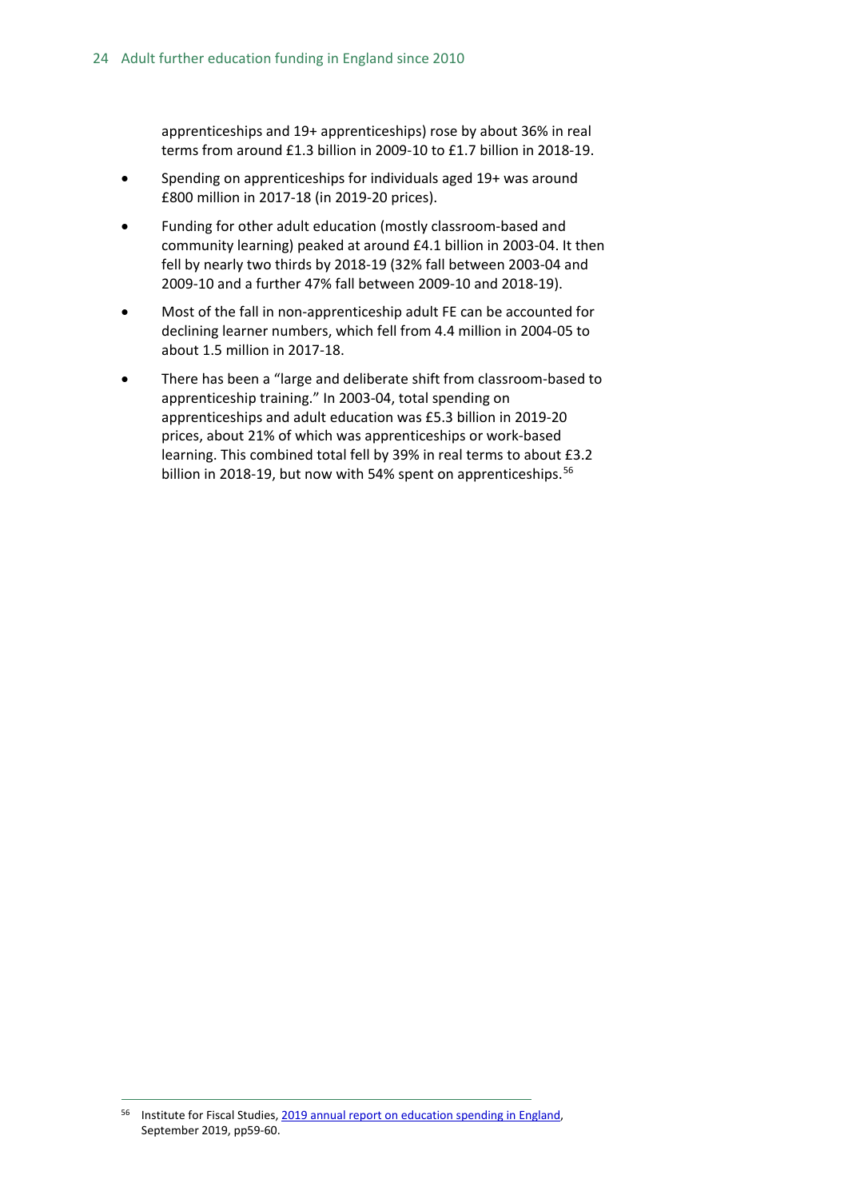apprenticeships and 19+ apprenticeships) rose by about 36% in real terms from around £1.3 billion in 2009-10 to £1.7 billion in 2018-19.

- Spending on apprenticeships for individuals aged 19+ was around £800 million in 2017-18 (in 2019-20 prices).
- Funding for other adult education (mostly classroom-based and community learning) peaked at around £4.1 billion in 2003-04. It then fell by nearly two thirds by 2018-19 (32% fall between 2003-04 and 2009-10 and a further 47% fall between 2009-10 and 2018-19).
- Most of the fall in non-apprenticeship adult FE can be accounted for declining learner numbers, which fell from 4.4 million in 2004-05 to about 1.5 million in 2017-18.
- There has been a "large and deliberate shift from classroom-based to apprenticeship training." In 2003-04, total spending on apprenticeships and adult education was £5.3 billion in 2019-20 prices, about 21% of which was apprenticeships or work-based learning. This combined total fell by 39% in real terms to about £3.2 billion in 2018-19, but now with 54% spent on apprenticeships.[56]

---

[56] Institute for Fiscal Studies, 2019 annual report on education spending in England, September 2019, pp59-60.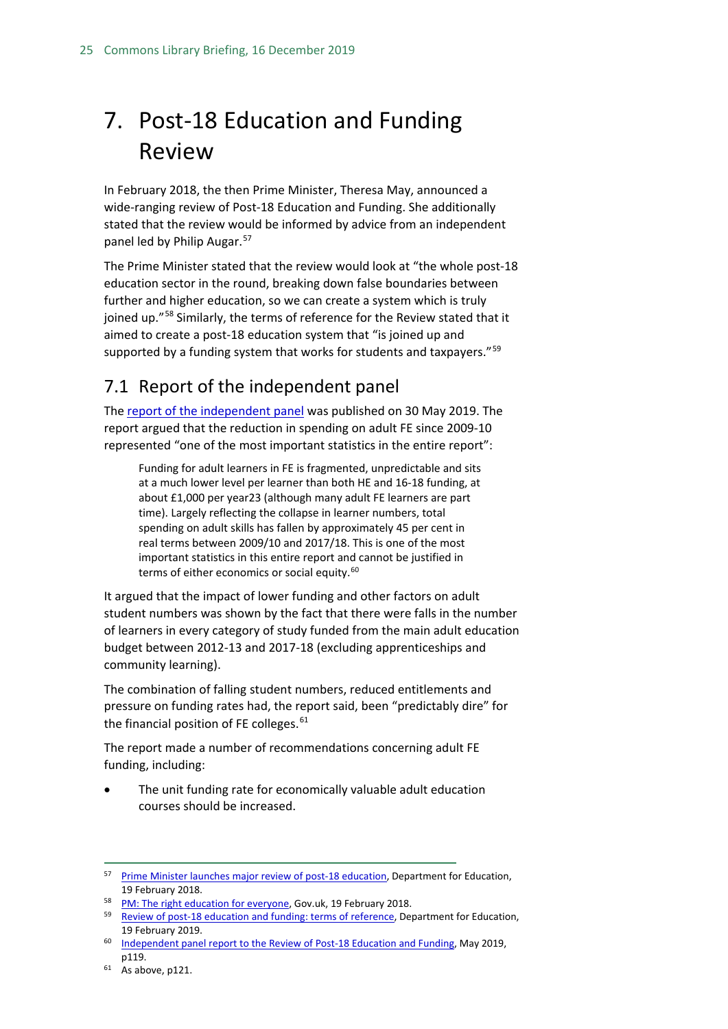# 7. Post-18 Education and Funding Review

In February 2018, the then Prime Minister, Theresa May, announced a wide-ranging review of Post-18 Education and Funding. She additionally stated that the review would be informed by advice from an independent panel led by Philip Augar.[57]

The Prime Minister stated that the review would look at "the whole post-18 education sector in the round, breaking down false boundaries between further and higher education, so we can create a system which is truly joined up."[58] Similarly, the terms of reference for the Review stated that it aimed to create a post-18 education system that "is joined up and supported by a funding system that works for students and taxpayers."[59]

## 7.1 Report of the independent panel

The report of the independent panel was published on 30 May 2019. The report argued that the reduction in spending on adult FE since 2009-10 represented "one of the most important statistics in the entire report":

> Funding for adult learners in FE is fragmented, unpredictable and sits at a much lower level per learner than both HE and 16-18 funding, at about £1,000 per year23 (although many adult FE learners are part time). Largely reflecting the collapse in learner numbers, total spending on adult skills has fallen by approximately 45 per cent in real terms between 2009/10 and 2017/18. This is one of the most important statistics in this entire report and cannot be justified in terms of either economics or social equity.[60]

It argued that the impact of lower funding and other factors on adult student numbers was shown by the fact that there were falls in the number of learners in every category of study funded from the main adult education budget between 2012-13 and 2017-18 (excluding apprenticeships and community learning).

The combination of falling student numbers, reduced entitlements and pressure on funding rates had, the report said, been "predictably dire" for the financial position of FE colleges.[61]

The report made a number of recommendations concerning adult FE funding, including:

- The unit funding rate for economically valuable adult education courses should be increased.

---

[57] Prime Minister launches major review of post-18 education, Department for Education, 19 February 2018.

[58] PM: The right education for everyone, Gov.uk, 19 February 2018.

[59] Review of post-18 education and funding: terms of reference, Department for Education, 19 February 2019.

[60] Independent panel report to the Review of Post-18 Education and Funding, May 2019, p119.

[61] As above, p121.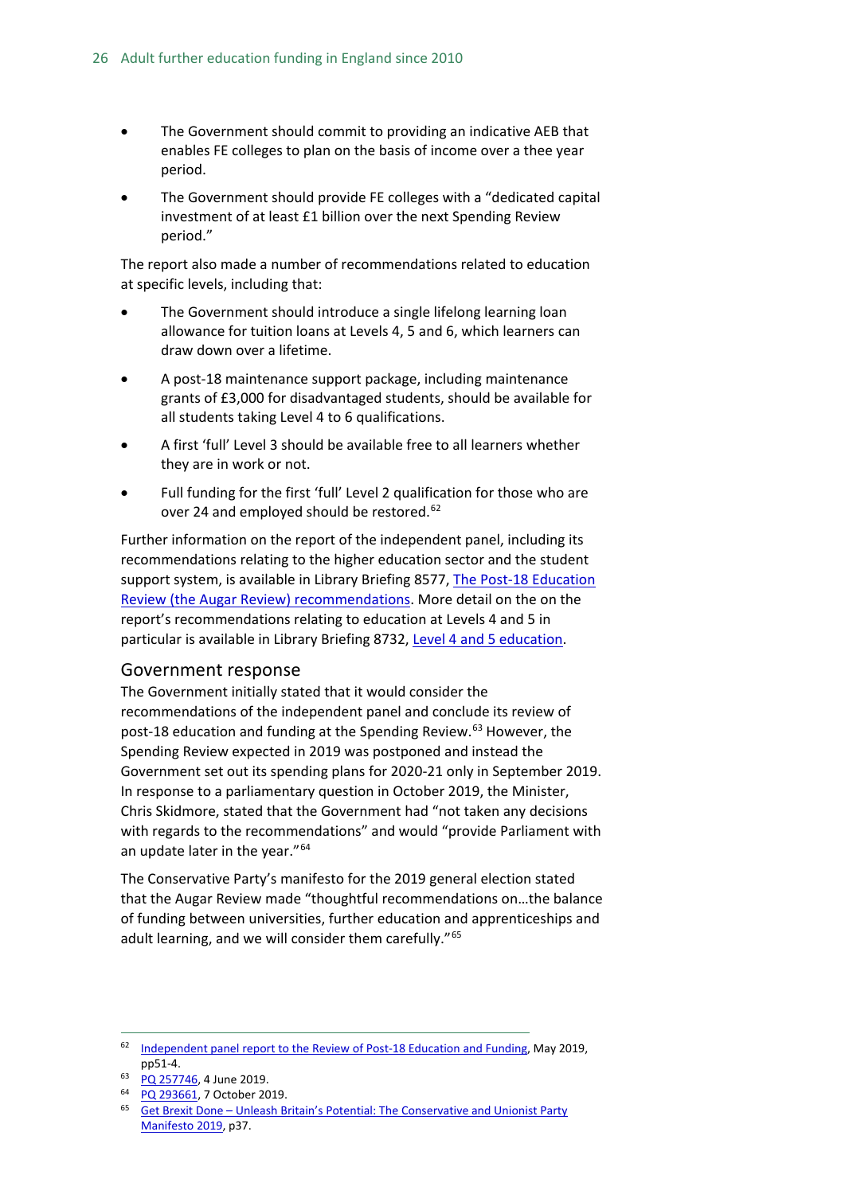- The Government should commit to providing an indicative AEB that enables FE colleges to plan on the basis of income over a thee year period.
- The Government should provide FE colleges with a "dedicated capital investment of at least £1 billion over the next Spending Review period."

The report also made a number of recommendations related to education at specific levels, including that:

- The Government should introduce a single lifelong learning loan allowance for tuition loans at Levels 4, 5 and 6, which learners can draw down over a lifetime.
- A post-18 maintenance support package, including maintenance grants of £3,000 for disadvantaged students, should be available for all students taking Level 4 to 6 qualifications.
- A first 'full' Level 3 should be available free to all learners whether they are in work or not.
- Full funding for the first 'full' Level 2 qualification for those who are over 24 and employed should be restored.[62]

Further information on the report of the independent panel, including its recommendations relating to the higher education sector and the student support system, is available in Library Briefing 8577, The Post-18 Education Review (the Augar Review) recommendations. More detail on the on the report's recommendations relating to education at Levels 4 and 5 in particular is available in Library Briefing 8732, Level 4 and 5 education.

## Government response

The Government initially stated that it would consider the recommendations of the independent panel and conclude its review of post-18 education and funding at the Spending Review.[63] However, the Spending Review expected in 2019 was postponed and instead the Government set out its spending plans for 2020-21 only in September 2019. In response to a parliamentary question in October 2019, the Minister, Chris Skidmore, stated that the Government had "not taken any decisions with regards to the recommendations" and would "provide Parliament with an update later in the year."[64]

The Conservative Party's manifesto for the 2019 general election stated that the Augar Review made "thoughtful recommendations on…the balance of funding between universities, further education and apprenticeships and adult learning, and we will consider them carefully."[65]

---

[62] Independent panel report to the Review of Post-18 Education and Funding, May 2019, pp51-4.

[63] PQ 257746, 4 June 2019.

[64] PQ 293661, 7 October 2019.

[65] Get Brexit Done – Unleash Britain's Potential: The Conservative and Unionist Party Manifesto 2019, p37.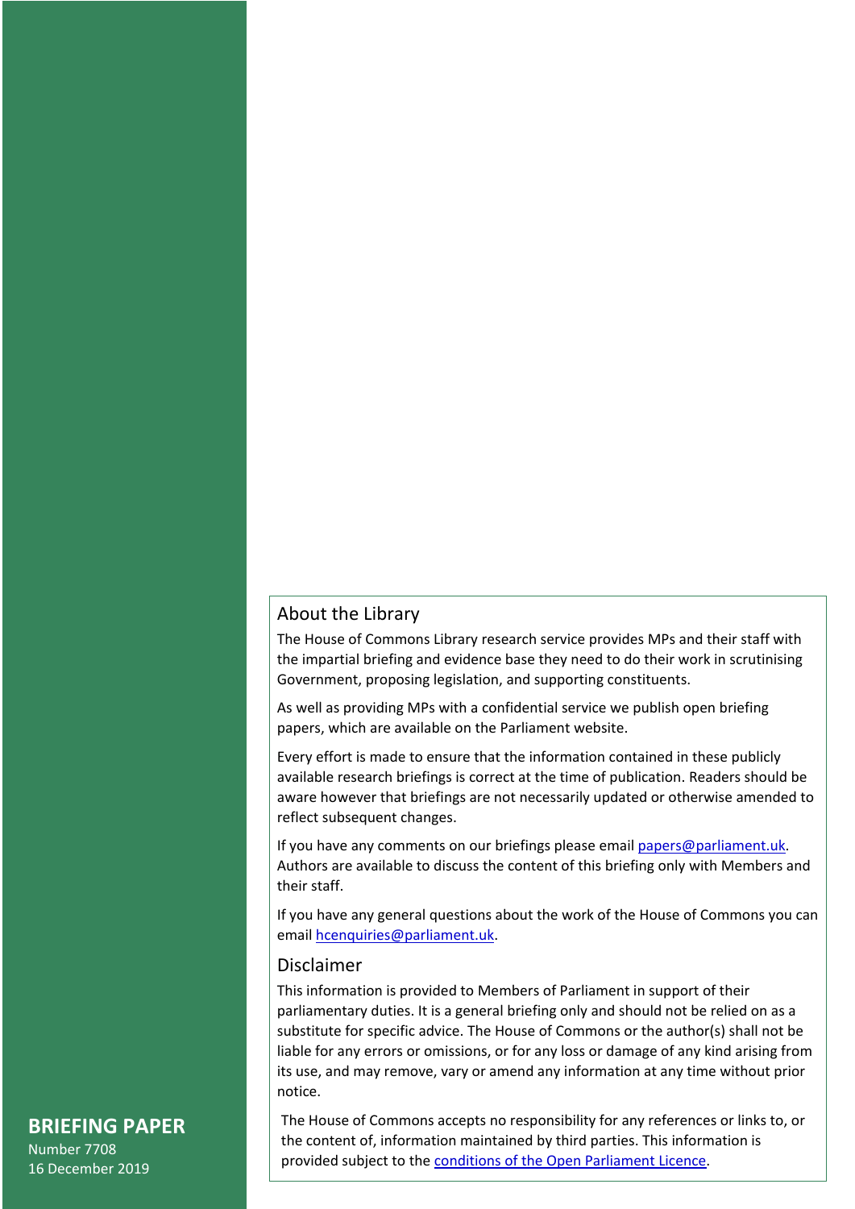## About the Library

The House of Commons Library research service provides MPs and their staff with the impartial briefing and evidence base they need to do their work in scrutinising Government, proposing legislation, and supporting constituents.

As well as providing MPs with a confidential service we publish open briefing papers, which are available on the Parliament website.

Every effort is made to ensure that the information contained in these publicly available research briefings is correct at the time of publication. Readers should be aware however that briefings are not necessarily updated or otherwise amended to reflect subsequent changes.

If you have any comments on our briefings please email [papers@parliament.uk](mailto:papers@parliament.uk). Authors are available to discuss the content of this briefing only with Members and their staff.

If you have any general questions about the work of the House of Commons you can email [hcenquiries@parliament.uk](mailto:hcenquiries@parliament.uk).

## Disclaimer

This information is provided to Members of Parliament in support of their parliamentary duties. It is a general briefing only and should not be relied on as a substitute for specific advice. The House of Commons or the author(s) shall not be liable for any errors or omissions, or for any loss or damage of any kind arising from its use, and may remove, vary or amend any information at any time without prior notice.

The House of Commons accepts no responsibility for any references or links to, or the content of, information maintained by third parties. This information is provided subject to the conditions of the Open Parliament Licence.

**BRIEFING PAPER**

Number 7708

16 December 2019